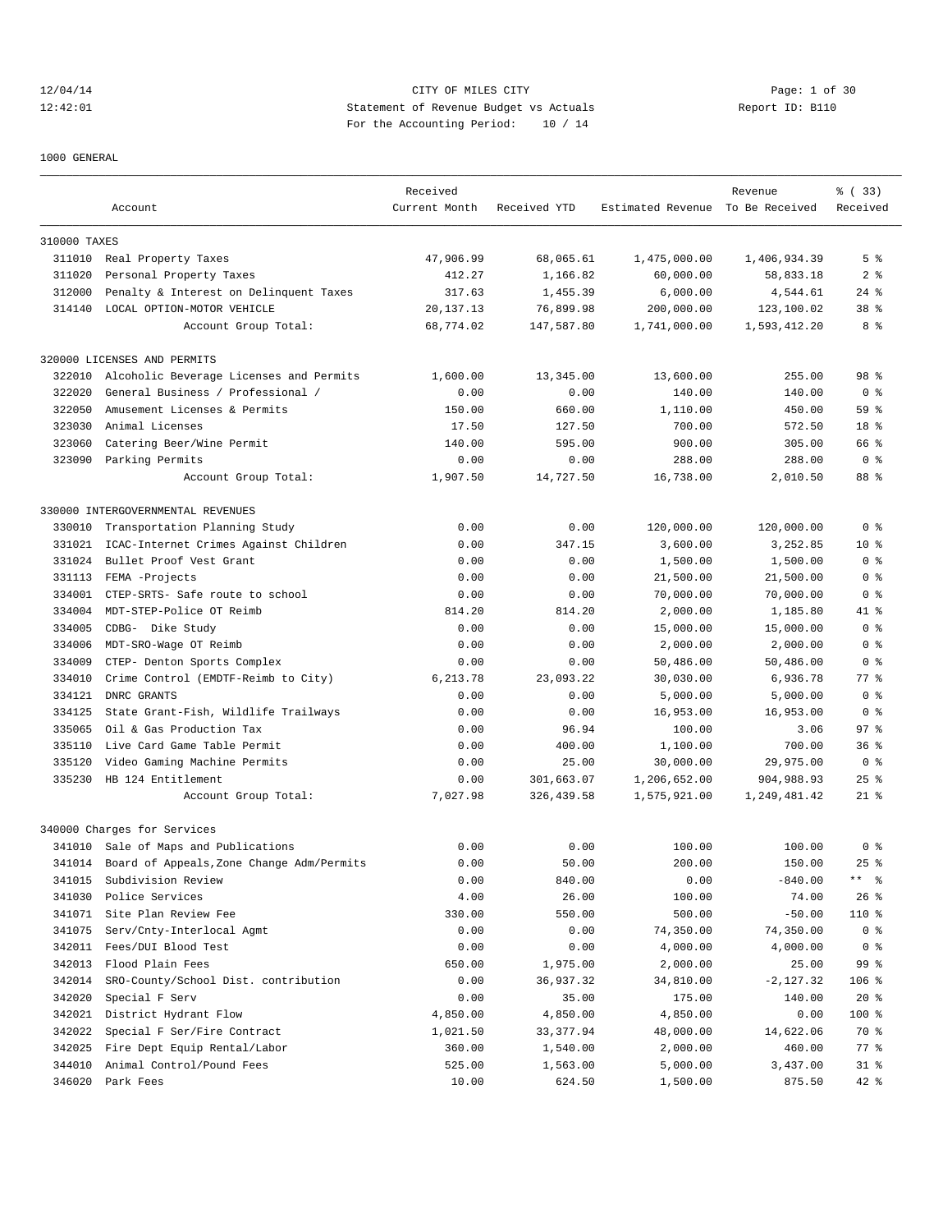CITY OF MILES CITY

Statement of Revenue Budget vs Actuals

Report ID: B110

For the Accounting Period: 10 / 14

1000 GENERAL

| | Account | Received Current Month | Received YTD | Estimated Revenue | Revenue To Be Received | % ( 33) Received |
|---|---|---|---|---|---|---|
| 310000 TAXES | | | | | | |
| 311010 | Real Property Taxes | 47,906.99 | 68,065.61 | 1,475,000.00 | 1,406,934.39 | 5 % |
| 311020 | Personal Property Taxes | 412.27 | 1,166.82 | 60,000.00 | 58,833.18 | 2 % |
| 312000 | Penalty & Interest on Delinquent Taxes | 317.63 | 1,455.39 | 6,000.00 | 4,544.61 | 24 % |
| 314140 | LOCAL OPTION-MOTOR VEHICLE | 20,137.13 | 76,899.98 | 200,000.00 | 123,100.02 | 38 % |
| | Account Group Total: | 68,774.02 | 147,587.80 | 1,741,000.00 | 1,593,412.20 | 8 % |
| 320000 LICENSES AND PERMITS | | | | | | |
| 322010 | Alcoholic Beverage Licenses and Permits | 1,600.00 | 13,345.00 | 13,600.00 | 255.00 | 98 % |
| 322020 | General Business / Professional / | 0.00 | 0.00 | 140.00 | 140.00 | 0 % |
| 322050 | Amusement Licenses & Permits | 150.00 | 660.00 | 1,110.00 | 450.00 | 59 % |
| 323030 | Animal Licenses | 17.50 | 127.50 | 700.00 | 572.50 | 18 % |
| 323060 | Catering Beer/Wine Permit | 140.00 | 595.00 | 900.00 | 305.00 | 66 % |
| 323090 | Parking Permits | 0.00 | 0.00 | 288.00 | 288.00 | 0 % |
| | Account Group Total: | 1,907.50 | 14,727.50 | 16,738.00 | 2,010.50 | 88 % |
| 330000 INTERGOVERNMENTAL REVENUES | | | | | | |
| 330010 | Transportation Planning Study | 0.00 | 0.00 | 120,000.00 | 120,000.00 | 0 % |
| 331021 | ICAC-Internet Crimes Against Children | 0.00 | 347.15 | 3,600.00 | 3,252.85 | 10 % |
| 331024 | Bullet Proof Vest Grant | 0.00 | 0.00 | 1,500.00 | 1,500.00 | 0 % |
| 331113 | FEMA -Projects | 0.00 | 0.00 | 21,500.00 | 21,500.00 | 0 % |
| 334001 | CTEP-SRTS- Safe route to school | 0.00 | 0.00 | 70,000.00 | 70,000.00 | 0 % |
| 334004 | MDT-STEP-Police OT Reimb | 814.20 | 814.20 | 2,000.00 | 1,185.80 | 41 % |
| 334005 | CDBG- Dike Study | 0.00 | 0.00 | 15,000.00 | 15,000.00 | 0 % |
| 334006 | MDT-SRO-Wage OT Reimb | 0.00 | 0.00 | 2,000.00 | 2,000.00 | 0 % |
| 334009 | CTEP- Denton Sports Complex | 0.00 | 0.00 | 50,486.00 | 50,486.00 | 0 % |
| 334010 | Crime Control (EMDTF-Reimb to City) | 6,213.78 | 23,093.22 | 30,030.00 | 6,936.78 | 77 % |
| 334121 | DNRC GRANTS | 0.00 | 0.00 | 5,000.00 | 5,000.00 | 0 % |
| 334125 | State Grant-Fish, Wildlife Trailways | 0.00 | 0.00 | 16,953.00 | 16,953.00 | 0 % |
| 335065 | Oil & Gas Production Tax | 0.00 | 96.94 | 100.00 | 3.06 | 97 % |
| 335110 | Live Card Game Table Permit | 0.00 | 400.00 | 1,100.00 | 700.00 | 36 % |
| 335120 | Video Gaming Machine Permits | 0.00 | 25.00 | 30,000.00 | 29,975.00 | 0 % |
| 335230 | HB 124 Entitlement | 0.00 | 301,663.07 | 1,206,652.00 | 904,988.93 | 25 % |
| | Account Group Total: | 7,027.98 | 326,439.58 | 1,575,921.00 | 1,249,481.42 | 21 % |
| 340000 Charges for Services | | | | | | |
| 341010 | Sale of Maps and Publications | 0.00 | 0.00 | 100.00 | 100.00 | 0 % |
| 341014 | Board of Appeals,Zone Change Adm/Permits | 0.00 | 50.00 | 200.00 | 150.00 | 25 % |
| 341015 | Subdivision Review | 0.00 | 840.00 | 0.00 | -840.00 | ** % |
| 341030 | Police Services | 4.00 | 26.00 | 100.00 | 74.00 | 26 % |
| 341071 | Site Plan Review Fee | 330.00 | 550.00 | 500.00 | -50.00 | 110 % |
| 341075 | Serv/Cnty-Interlocal Agmt | 0.00 | 0.00 | 74,350.00 | 74,350.00 | 0 % |
| 342011 | Fees/DUI Blood Test | 0.00 | 0.00 | 4,000.00 | 4,000.00 | 0 % |
| 342013 | Flood Plain Fees | 650.00 | 1,975.00 | 2,000.00 | 25.00 | 99 % |
| 342014 | SRO-County/School Dist. contribution | 0.00 | 36,937.32 | 34,810.00 | -2,127.32 | 106 % |
| 342020 | Special F Serv | 0.00 | 35.00 | 175.00 | 140.00 | 20 % |
| 342021 | District Hydrant Flow | 4,850.00 | 4,850.00 | 4,850.00 | 0.00 | 100 % |
| 342022 | Special F Ser/Fire Contract | 1,021.50 | 33,377.94 | 48,000.00 | 14,622.06 | 70 % |
| 342025 | Fire Dept Equip Rental/Labor | 360.00 | 1,540.00 | 2,000.00 | 460.00 | 77 % |
| 344010 | Animal Control/Pound Fees | 525.00 | 1,563.00 | 5,000.00 | 3,437.00 | 31 % |
| 346020 | Park Fees | 10.00 | 624.50 | 1,500.00 | 875.50 | 42 % |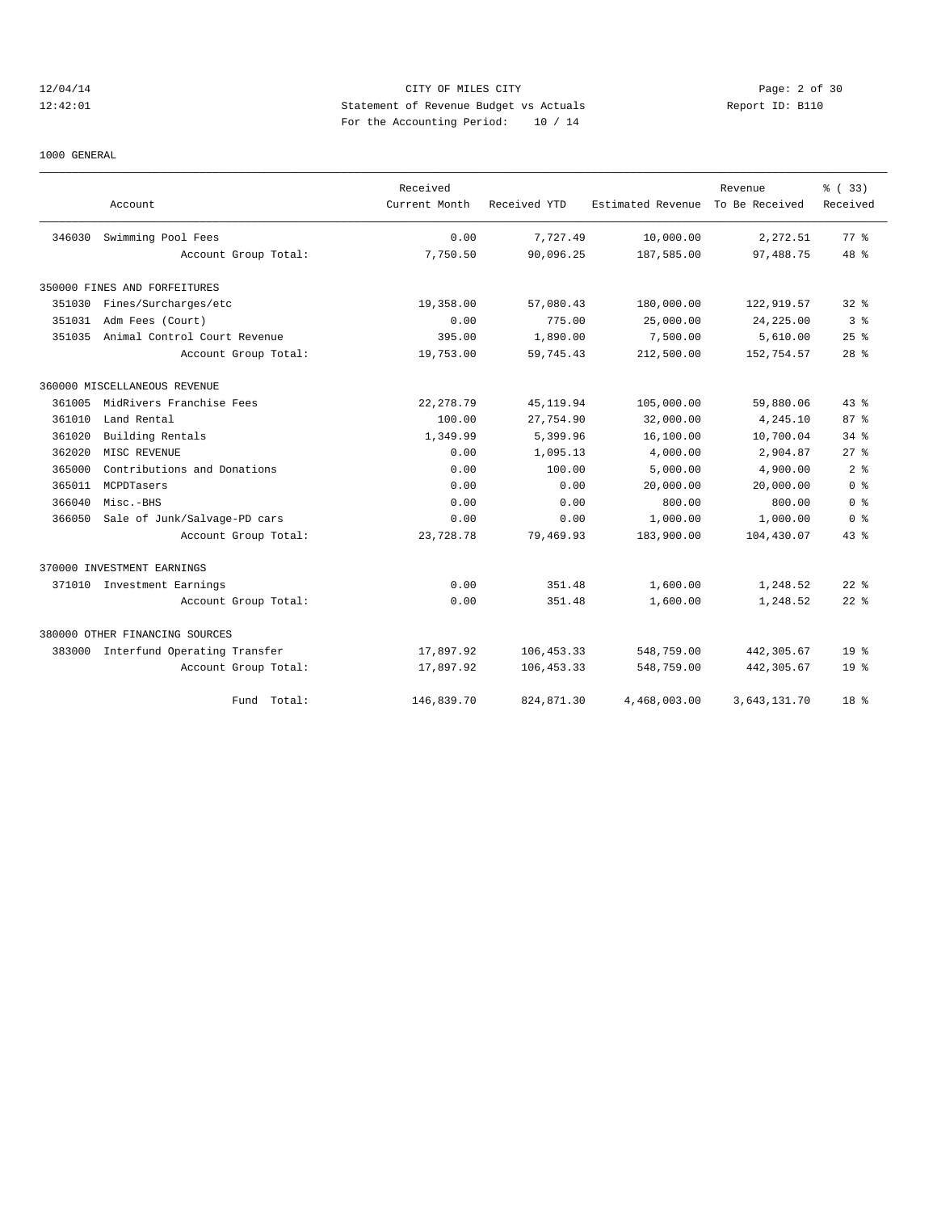12/04/14 CITY OF MILES CITY
12:42:01 Statement of Revenue Budget vs Actuals Report ID: B110
For the Accounting Period: 10 / 14

1000 GENERAL

| Account | Received Current Month | Received YTD | Estimated Revenue | Revenue To Be Received | % ( 33) Received |
|---|---|---|---|---|---|
| 346030 Swimming Pool Fees | 0.00 | 7,727.49 | 10,000.00 | 2,272.51 | 77 % |
| Account Group Total: | 7,750.50 | 90,096.25 | 187,585.00 | 97,488.75 | 48 % |
| 350000 FINES AND FORFEITURES | | | | | |
| 351030 Fines/Surcharges/etc | 19,358.00 | 57,080.43 | 180,000.00 | 122,919.57 | 32 % |
| 351031 Adm Fees (Court) | 0.00 | 775.00 | 25,000.00 | 24,225.00 | 3 % |
| 351035 Animal Control Court Revenue | 395.00 | 1,890.00 | 7,500.00 | 5,610.00 | 25 % |
| Account Group Total: | 19,753.00 | 59,745.43 | 212,500.00 | 152,754.57 | 28 % |
| 360000 MISCELLANEOUS REVENUE | | | | | |
| 361005 MidRivers Franchise Fees | 22,278.79 | 45,119.94 | 105,000.00 | 59,880.06 | 43 % |
| 361010 Land Rental | 100.00 | 27,754.90 | 32,000.00 | 4,245.10 | 87 % |
| 361020 Building Rentals | 1,349.99 | 5,399.96 | 16,100.00 | 10,700.04 | 34 % |
| 362020 MISC REVENUE | 0.00 | 1,095.13 | 4,000.00 | 2,904.87 | 27 % |
| 365000 Contributions and Donations | 0.00 | 100.00 | 5,000.00 | 4,900.00 | 2 % |
| 365011 MCPDTasers | 0.00 | 0.00 | 20,000.00 | 20,000.00 | 0 % |
| 366040 Misc.-BHS | 0.00 | 0.00 | 800.00 | 800.00 | 0 % |
| 366050 Sale of Junk/Salvage-PD cars | 0.00 | 0.00 | 1,000.00 | 1,000.00 | 0 % |
| Account Group Total: | 23,728.78 | 79,469.93 | 183,900.00 | 104,430.07 | 43 % |
| 370000 INVESTMENT EARNINGS | | | | | |
| 371010 Investment Earnings | 0.00 | 351.48 | 1,600.00 | 1,248.52 | 22 % |
| Account Group Total: | 0.00 | 351.48 | 1,600.00 | 1,248.52 | 22 % |
| 380000 OTHER FINANCING SOURCES | | | | | |
| 383000 Interfund Operating Transfer | 17,897.92 | 106,453.33 | 548,759.00 | 442,305.67 | 19 % |
| Account Group Total: | 17,897.92 | 106,453.33 | 548,759.00 | 442,305.67 | 19 % |
| Fund Total: | 146,839.70 | 824,871.30 | 4,468,003.00 | 3,643,131.70 | 18 % |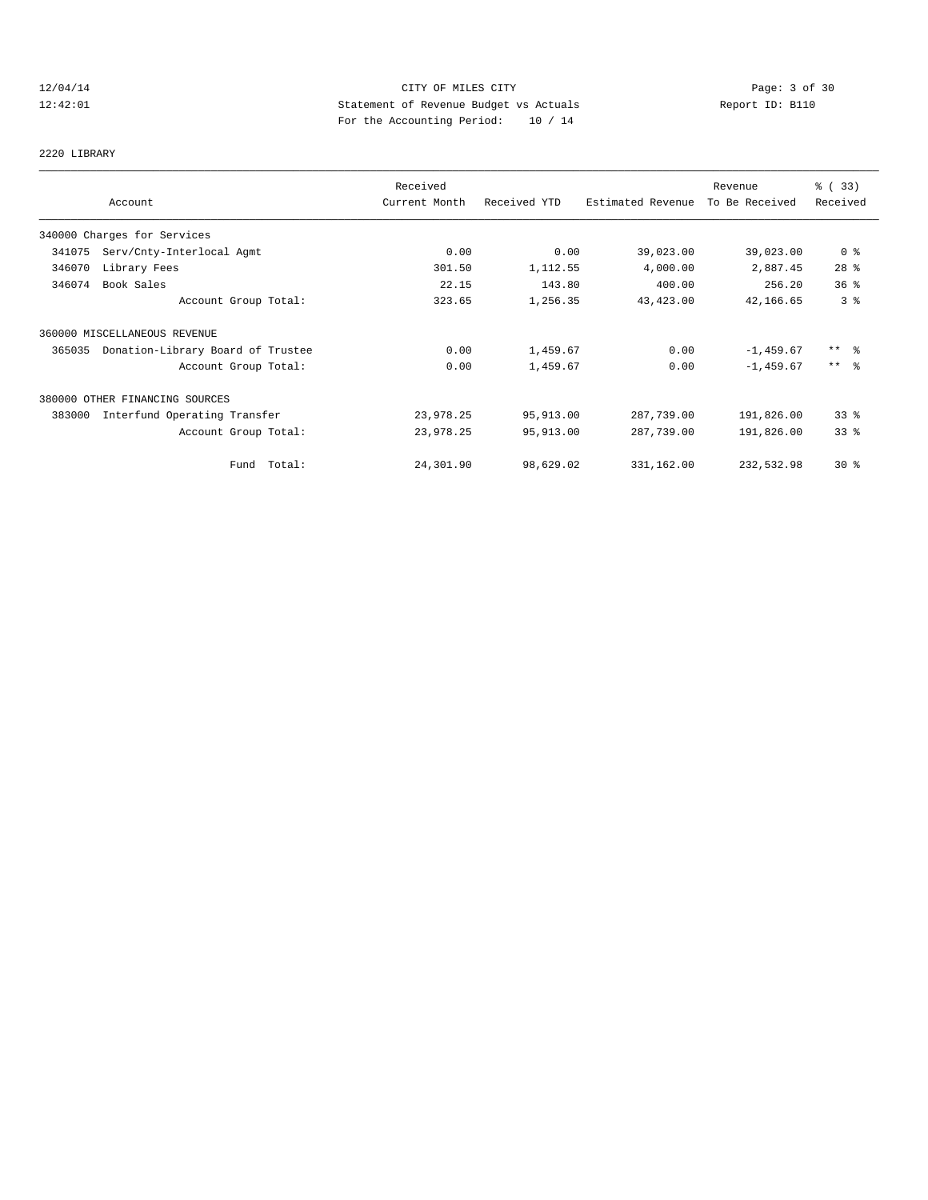CITY OF MILES CITY
Statement of Revenue Budget vs Actuals
For the Accounting Period: 10 / 14

12/04/14
12:42:01
Report ID: B110

2220 LIBRARY

| Account | Received Current Month | Received YTD | Estimated Revenue | Revenue To Be Received | % ( 33) Received |
|---|---|---|---|---|---|
| 340000 Charges for Services | | | | | |
| 341075 Serv/Cnty-Interlocal Agmt | 0.00 | 0.00 | 39,023.00 | 39,023.00 | 0 % |
| 346070 Library Fees | 301.50 | 1,112.55 | 4,000.00 | 2,887.45 | 28 % |
| 346074 Book Sales | 22.15 | 143.80 | 400.00 | 256.20 | 36 % |
| Account Group Total: | 323.65 | 1,256.35 | 43,423.00 | 42,166.65 | 3 % |
| 360000 MISCELLANEOUS REVENUE | | | | | |
| 365035 Donation-Library Board of Trustee | 0.00 | 1,459.67 | 0.00 | -1,459.67 | ** % |
| Account Group Total: | 0.00 | 1,459.67 | 0.00 | -1,459.67 | ** % |
| 380000 OTHER FINANCING SOURCES | | | | | |
| 383000 Interfund Operating Transfer | 23,978.25 | 95,913.00 | 287,739.00 | 191,826.00 | 33 % |
| Account Group Total: | 23,978.25 | 95,913.00 | 287,739.00 | 191,826.00 | 33 % |
| Fund Total: | 24,301.90 | 98,629.02 | 331,162.00 | 232,532.98 | 30 % |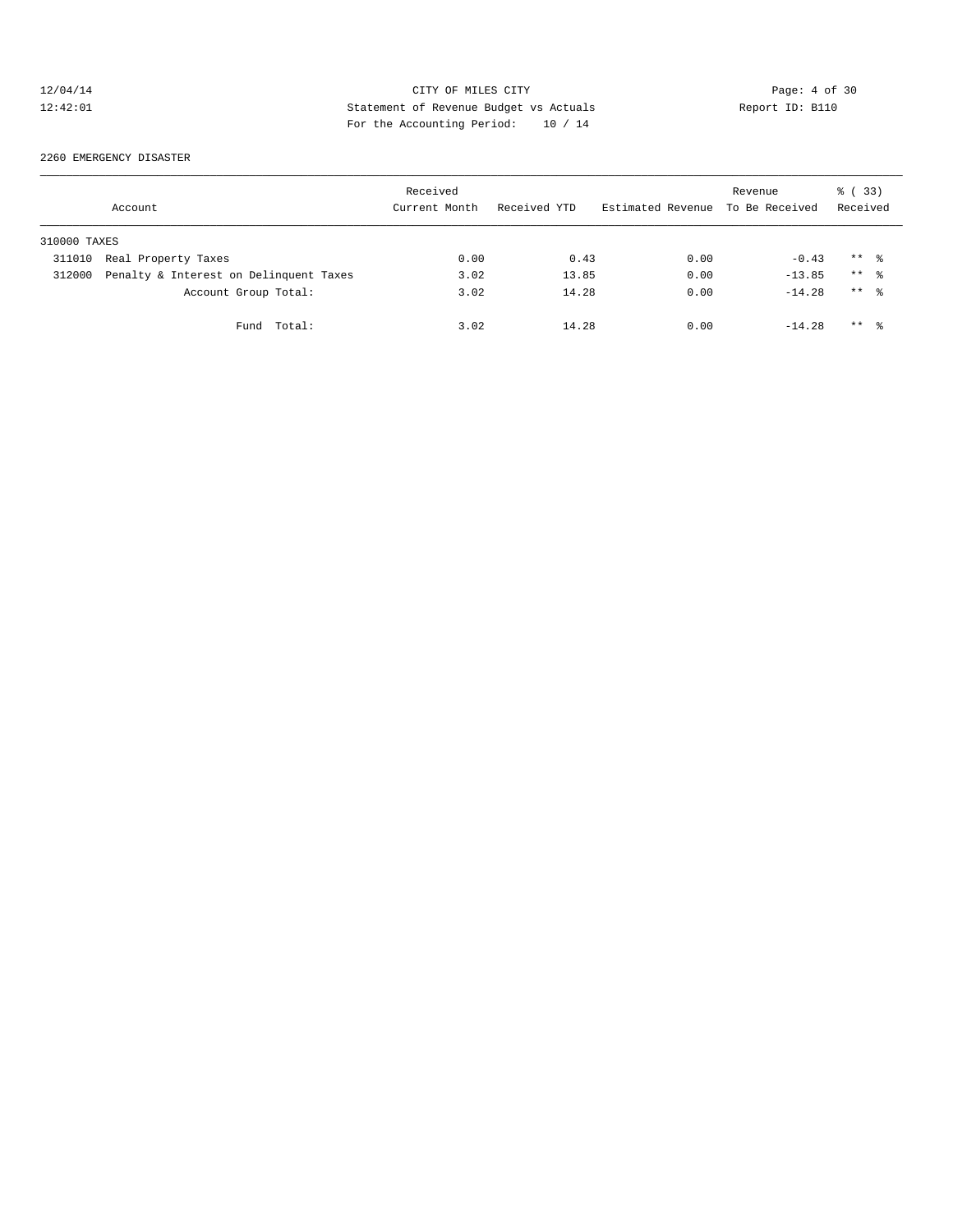CITY OF MILES CITY
Statement of Revenue Budget vs Actuals
For the Accounting Period: 10 / 14

12/04/14
12:42:01

Report ID: B110

2260 EMERGENCY DISASTER

| Account | Received Current Month | Received YTD | Estimated Revenue | Revenue To Be Received | % ( 33) Received |
|---|---|---|---|---|---|
| 310000 TAXES | | | | | |
| 311010 Real Property Taxes | 0.00 | 0.43 | 0.00 | -0.43 | ** % |
| 312000 Penalty & Interest on Delinquent Taxes | 3.02 | 13.85 | 0.00 | -13.85 | ** % |
| Account Group Total: | 3.02 | 14.28 | 0.00 | -14.28 | ** % |
| Fund Total: | 3.02 | 14.28 | 0.00 | -14.28 | ** % |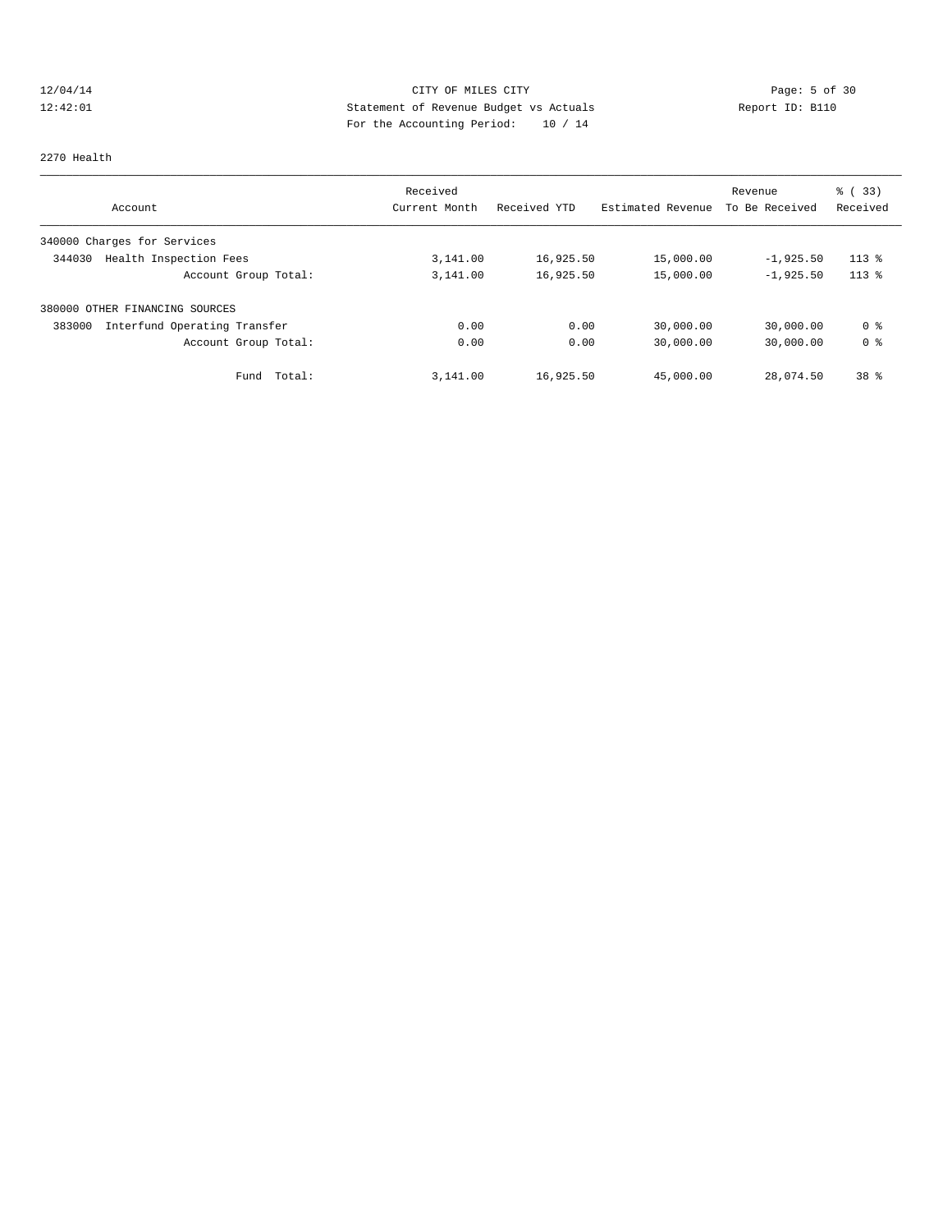CITY OF MILES CITY
Statement of Revenue Budget vs Actuals
For the Accounting Period: 10 / 14

12/04/14
12:42:01

Report ID: B110

2270 Health

| Account | Received Current Month | Received YTD | Estimated Revenue | Revenue To Be Received | % ( 33) Received |
|---|---|---|---|---|---|
| 340000 Charges for Services | | | | | |
| 344030 Health Inspection Fees | 3,141.00 | 16,925.50 | 15,000.00 | -1,925.50 | 113 % |
| Account Group Total: | 3,141.00 | 16,925.50 | 15,000.00 | -1,925.50 | 113 % |
| 380000 OTHER FINANCING SOURCES | | | | | |
| 383000 Interfund Operating Transfer | 0.00 | 0.00 | 30,000.00 | 30,000.00 | 0 % |
| Account Group Total: | 0.00 | 0.00 | 30,000.00 | 30,000.00 | 0 % |
| Fund Total: | 3,141.00 | 16,925.50 | 45,000.00 | 28,074.50 | 38 % |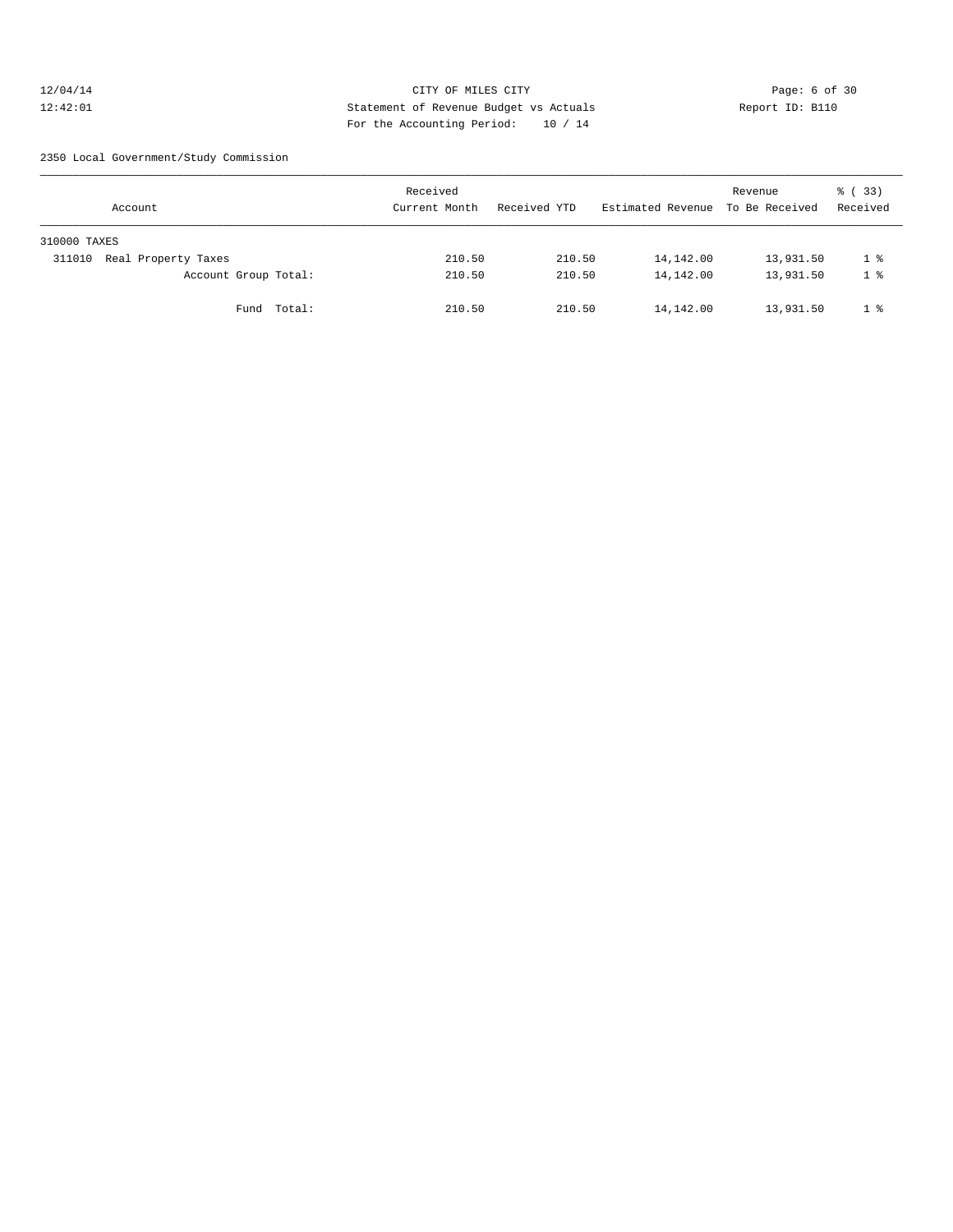CITY OF MILES CITY
Statement of Revenue Budget vs Actuals
For the Accounting Period: 10 / 14

12/04/14
12:42:01

Report ID: B110

2350 Local Government/Study Commission

| Account | Received Current Month | Received YTD | Estimated Revenue | Revenue To Be Received | % ( 33) Received |
|---|---|---|---|---|---|
| 310000 TAXES | | | | | |
| 311010 Real Property Taxes | 210.50 | 210.50 | 14,142.00 | 13,931.50 | 1 % |
| Account Group Total: | 210.50 | 210.50 | 14,142.00 | 13,931.50 | 1 % |
| Fund Total: | 210.50 | 210.50 | 14,142.00 | 13,931.50 | 1 % |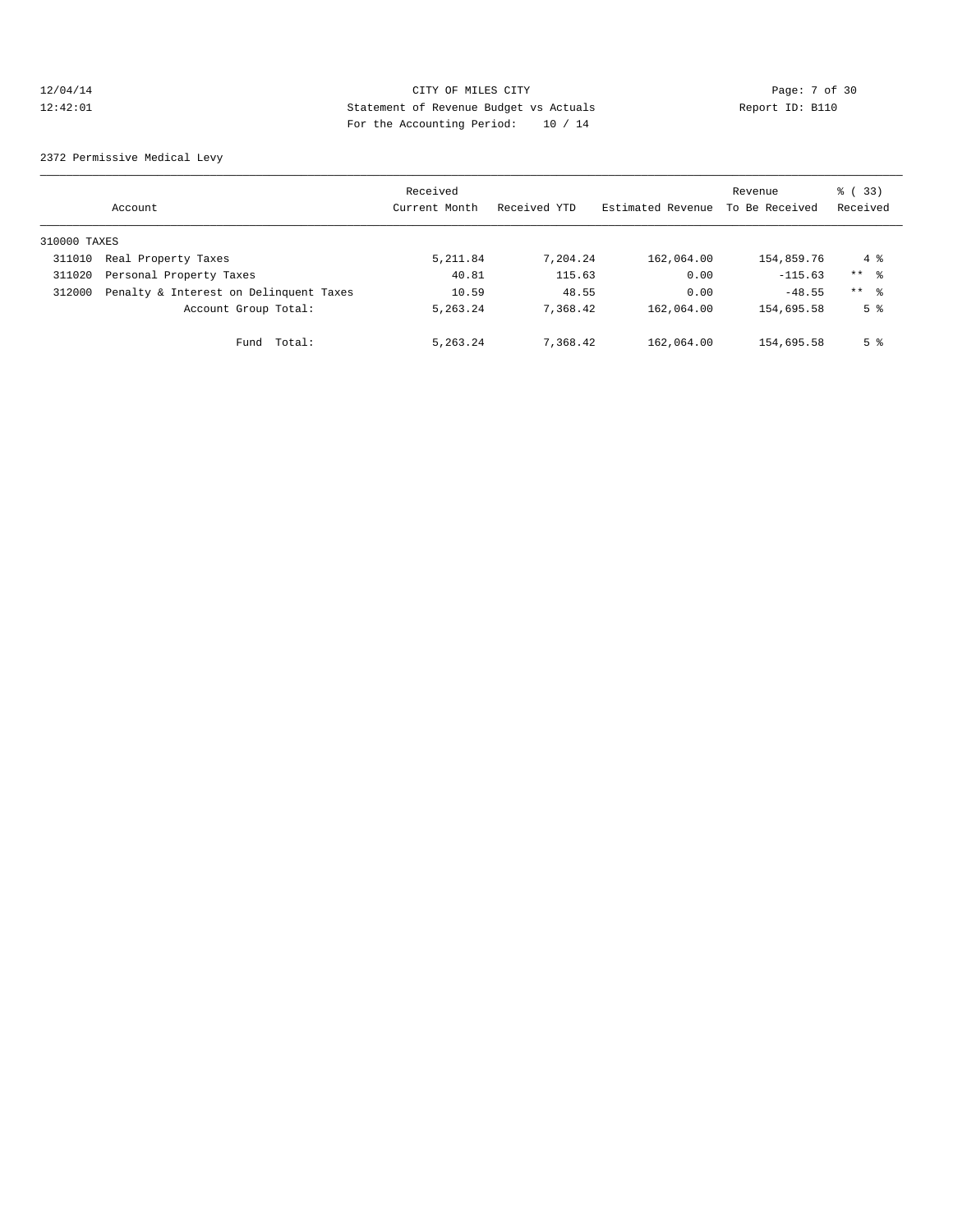12/04/14 CITY OF MILES CITY
12:42:01 Statement of Revenue Budget vs Actuals Report ID: B110
For the Accounting Period: 10 / 14

2372 Permissive Medical Levy

| Account | | Received Current Month | Received YTD | Estimated Revenue | Revenue To Be Received | % ( 33) Received |
|---|---|---|---|---|---|---|
| 310000 TAXES | | | | | | |
| 311010 | Real Property Taxes | 5,211.84 | 7,204.24 | 162,064.00 | 154,859.76 | 4 % |
| 311020 | Personal Property Taxes | 40.81 | 115.63 | 0.00 | -115.63 | ** % |
| 312000 | Penalty & Interest on Delinquent Taxes | 10.59 | 48.55 | 0.00 | -48.55 | ** % |
| | Account Group Total: | 5,263.24 | 7,368.42 | 162,064.00 | 154,695.58 | 5 % |
| | Fund Total: | 5,263.24 | 7,368.42 | 162,064.00 | 154,695.58 | 5 % |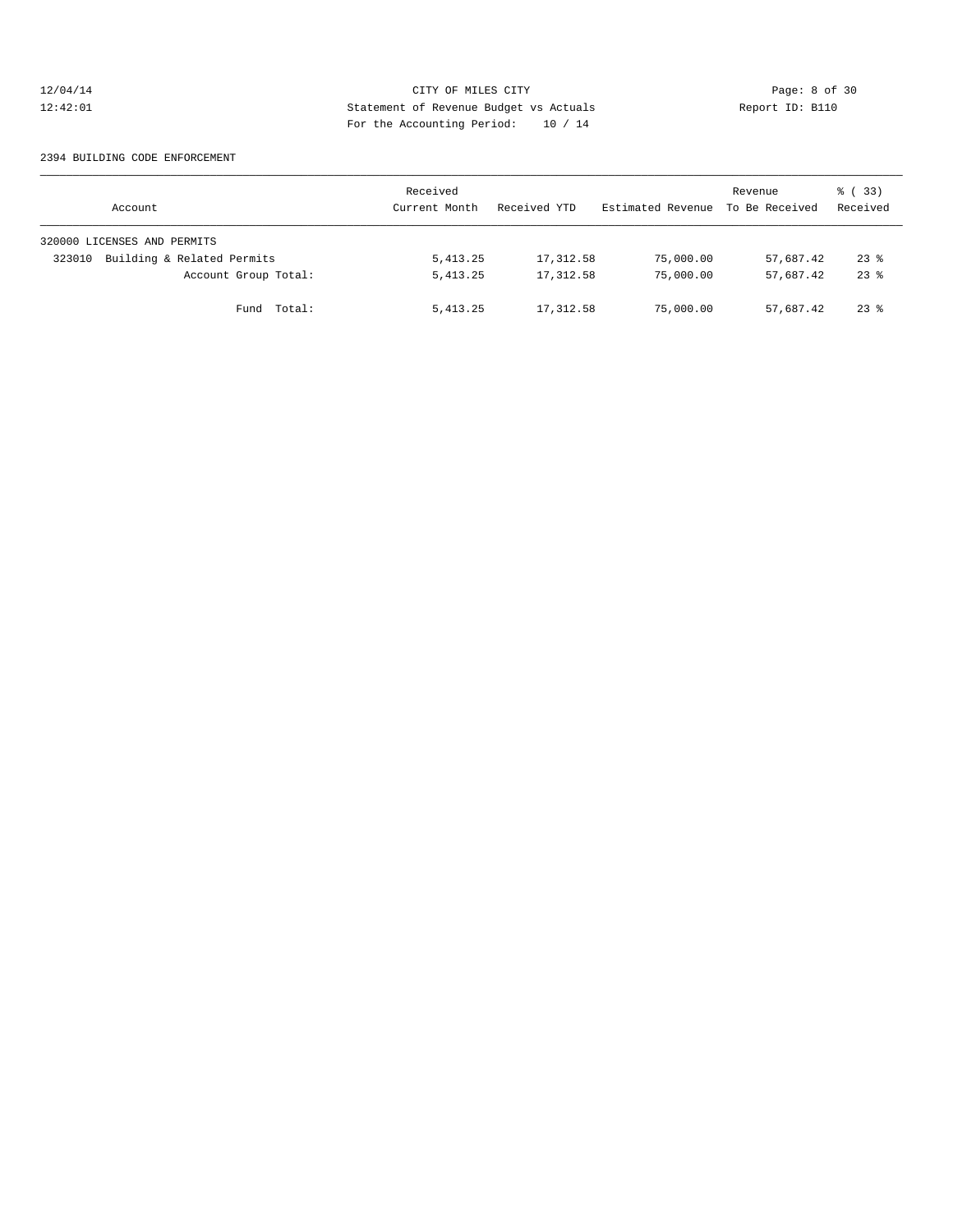CITY OF MILES CITY
Statement of Revenue Budget vs Actuals
For the Accounting Period: 10 / 14

12/04/14
12:42:01

Report ID: B110

2394 BUILDING CODE ENFORCEMENT

| Account | Received Current Month | Received YTD | Estimated Revenue | Revenue To Be Received | % ( 33) Received |
|---|---|---|---|---|---|
| 320000 LICENSES AND PERMITS | | | | | |
| 323010 Building & Related Permits | 5,413.25 | 17,312.58 | 75,000.00 | 57,687.42 | 23 % |
| Account Group Total: | 5,413.25 | 17,312.58 | 75,000.00 | 57,687.42 | 23 % |
| Fund Total: | 5,413.25 | 17,312.58 | 75,000.00 | 57,687.42 | 23 % |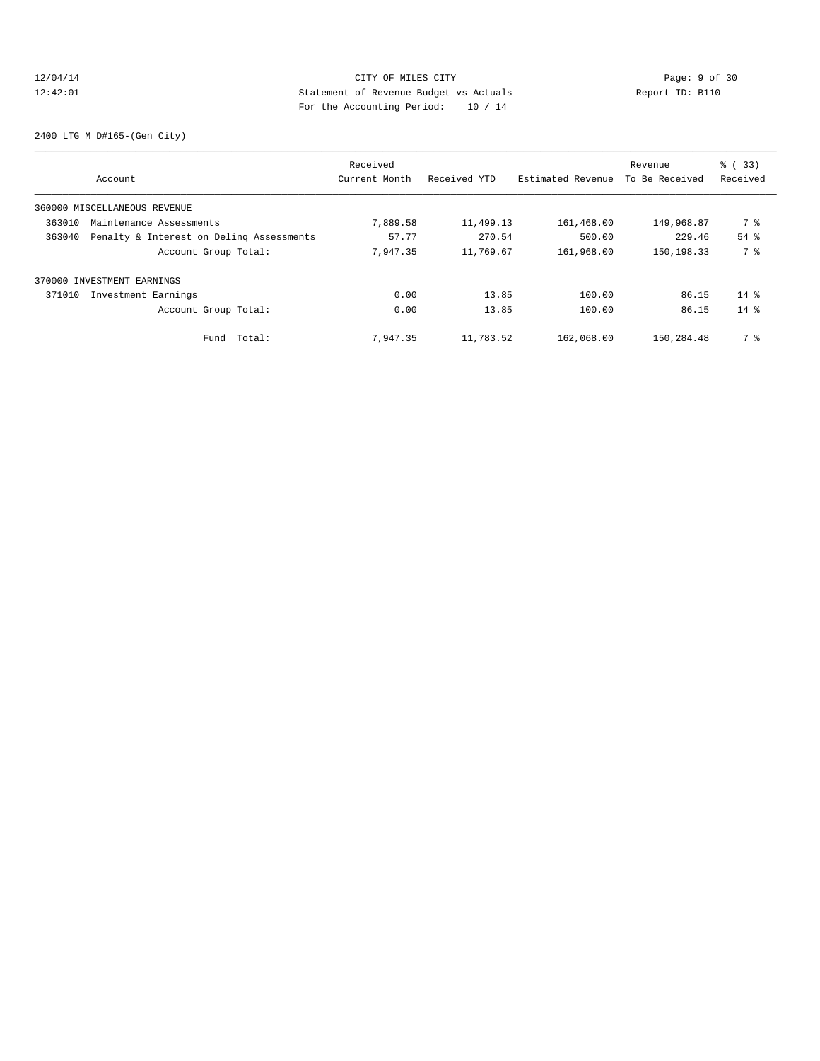CITY OF MILES CITY
Statement of Revenue Budget vs Actuals
For the Accounting Period: 10 / 14

12/04/14
12:42:01

Report ID: B110

2400 LTG M D#165-(Gen City)

| Account | Received Current Month | Received YTD | Estimated Revenue | Revenue To Be Received | % ( 33) Received |
|---|---|---|---|---|---|
| 360000 MISCELLANEOUS REVENUE | | | | | |
| 363010 Maintenance Assessments | 7,889.58 | 11,499.13 | 161,468.00 | 149,968.87 | 7 % |
| 363040 Penalty & Interest on Delinq Assessments | 57.77 | 270.54 | 500.00 | 229.46 | 54 % |
| Account Group Total: | 7,947.35 | 11,769.67 | 161,968.00 | 150,198.33 | 7 % |
| 370000 INVESTMENT EARNINGS | | | | | |
| 371010 Investment Earnings | 0.00 | 13.85 | 100.00 | 86.15 | 14 % |
| Account Group Total: | 0.00 | 13.85 | 100.00 | 86.15 | 14 % |
| Fund Total: | 7,947.35 | 11,783.52 | 162,068.00 | 150,284.48 | 7 % |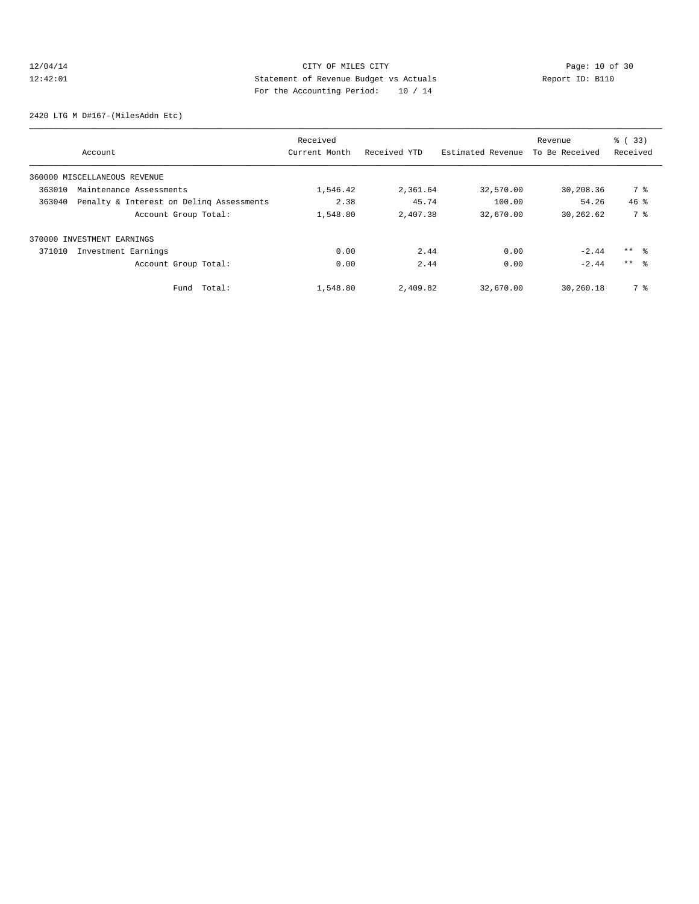CITY OF MILES CITY
Statement of Revenue Budget vs Actuals
For the Accounting Period: 10 / 14

12/04/14
12:42:01

Report ID: B110

2420 LTG M D#167-(MilesAddn Etc)

| Account | Received Current Month | Received YTD | Estimated Revenue | Revenue To Be Received | % ( 33) Received |
|---|---|---|---|---|---|
| 360000 MISCELLANEOUS REVENUE | | | | | |
| 363010 Maintenance Assessments | 1,546.42 | 2,361.64 | 32,570.00 | 30,208.36 | 7 % |
| 363040 Penalty & Interest on Delinq Assessments | 2.38 | 45.74 | 100.00 | 54.26 | 46 % |
| Account Group Total: | 1,548.80 | 2,407.38 | 32,670.00 | 30,262.62 | 7 % |
| 370000 INVESTMENT EARNINGS | | | | | |
| 371010 Investment Earnings | 0.00 | 2.44 | 0.00 | -2.44 | ** % |
| Account Group Total: | 0.00 | 2.44 | 0.00 | -2.44 | ** % |
| Fund Total: | 1,548.80 | 2,409.82 | 32,670.00 | 30,260.18 | 7 % |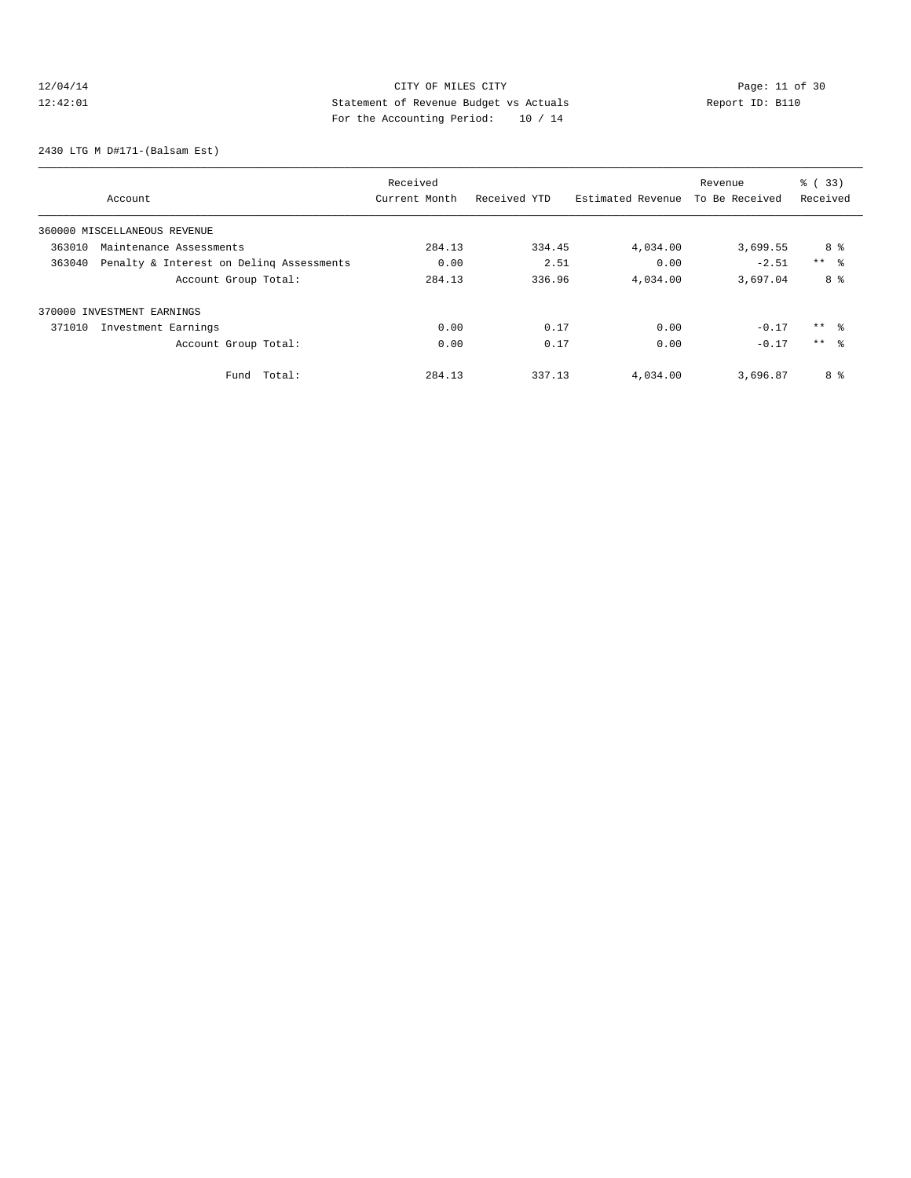12/04/14 CITY OF MILES CITY
12:42:01 Statement of Revenue Budget vs Actuals Report ID: B110
For the Accounting Period: 10 / 14

2430 LTG M D#171-(Balsam Est)

| Account | Received Current Month | Received YTD | Estimated Revenue | Revenue To Be Received | % ( 33) Received |
|---|---|---|---|---|---|
| 360000 MISCELLANEOUS REVENUE | | | | | |
| 363010 Maintenance Assessments | 284.13 | 334.45 | 4,034.00 | 3,699.55 | 8 % |
| 363040 Penalty & Interest on Delinq Assessments | 0.00 | 2.51 | 0.00 | -2.51 | ** % |
| Account Group Total: | 284.13 | 336.96 | 4,034.00 | 3,697.04 | 8 % |
| 370000 INVESTMENT EARNINGS | | | | | |
| 371010 Investment Earnings | 0.00 | 0.17 | 0.00 | -0.17 | ** % |
| Account Group Total: | 0.00 | 0.17 | 0.00 | -0.17 | ** % |
| Fund Total: | 284.13 | 337.13 | 4,034.00 | 3,696.87 | 8 % |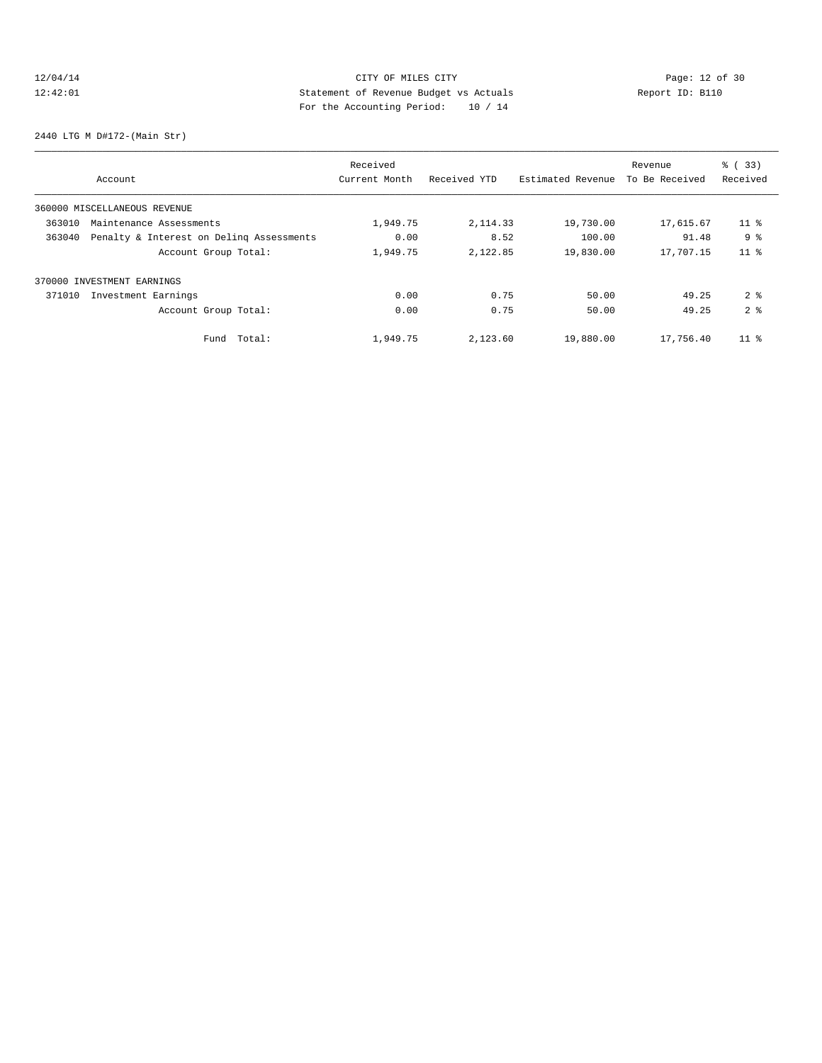CITY OF MILES CITY
Statement of Revenue Budget vs Actuals
For the Accounting Period: 10 / 14

12/04/14
12:42:01

Report ID: B110

2440 LTG M D#172-(Main Str)

| Account | | Received Current Month | Received YTD | Estimated Revenue | Revenue To Be Received | % ( 33) Received |
|---|---|---|---|---|---|---|
| 360000 MISCELLANEOUS REVENUE | | | | | | |
| 363010 | Maintenance Assessments | 1,949.75 | 2,114.33 | 19,730.00 | 17,615.67 | 11 % |
| 363040 | Penalty & Interest on Delinq Assessments | 0.00 | 8.52 | 100.00 | 91.48 | 9 % |
| | Account Group Total: | 1,949.75 | 2,122.85 | 19,830.00 | 17,707.15 | 11 % |
| 370000 INVESTMENT EARNINGS | | | | | | |
| 371010 | Investment Earnings | 0.00 | 0.75 | 50.00 | 49.25 | 2 % |
| | Account Group Total: | 0.00 | 0.75 | 50.00 | 49.25 | 2 % |
| | Fund Total: | 1,949.75 | 2,123.60 | 19,880.00 | 17,756.40 | 11 % |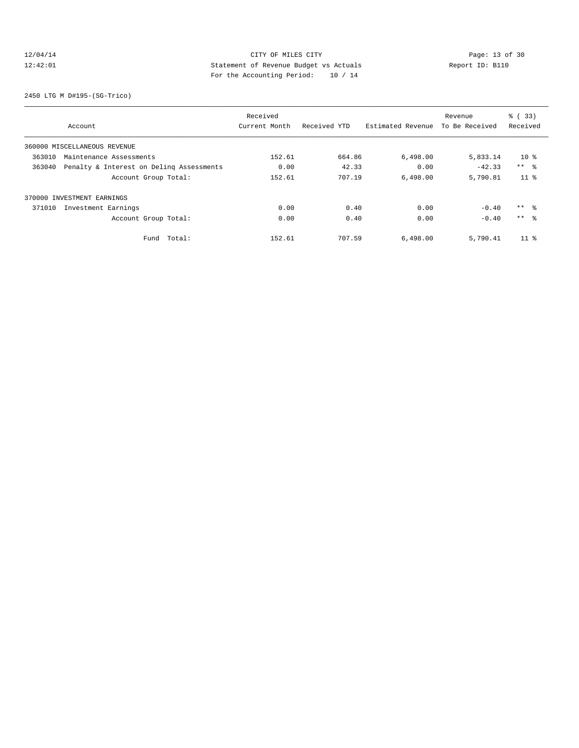CITY OF MILES CITY
Statement of Revenue Budget vs Actuals
For the Accounting Period: 10 / 14

12/04/14
12:42:01

Report ID: B110

2450 LTG M D#195-(SG-Trico)

| Account | Received Current Month | Received YTD | Estimated Revenue | Revenue To Be Received | % ( 33) Received |
|---|---|---|---|---|---|
| 360000 MISCELLANEOUS REVENUE | | | | | |
| 363010 Maintenance Assessments | 152.61 | 664.86 | 6,498.00 | 5,833.14 | 10 % |
| 363040 Penalty & Interest on Delinq Assessments | 0.00 | 42.33 | 0.00 | -42.33 | ** % |
| Account Group Total: | 152.61 | 707.19 | 6,498.00 | 5,790.81 | 11 % |
| 370000 INVESTMENT EARNINGS | | | | | |
| 371010 Investment Earnings | 0.00 | 0.40 | 0.00 | -0.40 | ** % |
| Account Group Total: | 0.00 | 0.40 | 0.00 | -0.40 | ** % |
| Fund Total: | 152.61 | 707.59 | 6,498.00 | 5,790.41 | 11 % |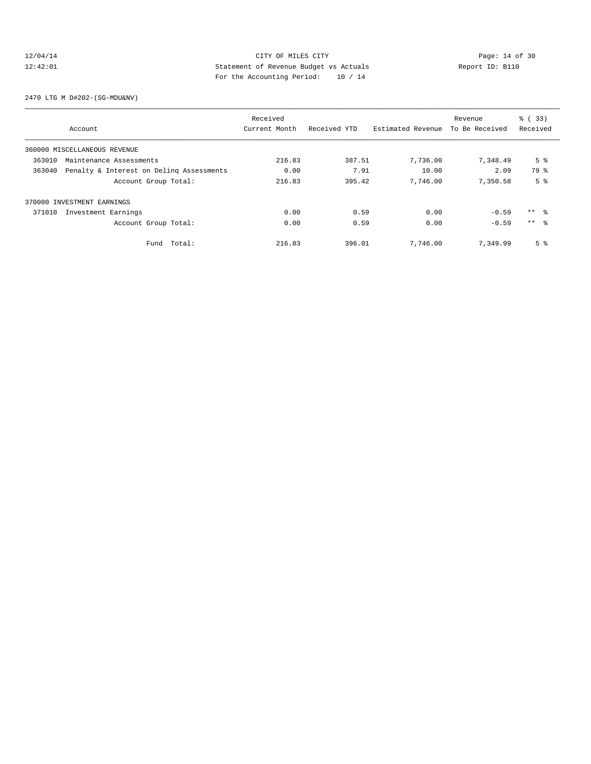CITY OF MILES CITY
Statement of Revenue Budget vs Actuals
For the Accounting Period: 10 / 14

2470 LTG M D#202-(SG-MDU&NV)

| Account | Received Current Month | Received YTD | Estimated Revenue | Revenue To Be Received | % ( 33) Received |
|---|---|---|---|---|---|
| 360000 MISCELLANEOUS REVENUE | | | | | |
| 363010 Maintenance Assessments | 216.83 | 387.51 | 7,736.00 | 7,348.49 | 5 % |
| 363040 Penalty & Interest on Delinq Assessments | 0.00 | 7.91 | 10.00 | 2.09 | 79 % |
| Account Group Total: | 216.83 | 395.42 | 7,746.00 | 7,350.58 | 5 % |
| 370000 INVESTMENT EARNINGS | | | | | |
| 371010 Investment Earnings | 0.00 | 0.59 | 0.00 | -0.59 | ** % |
| Account Group Total: | 0.00 | 0.59 | 0.00 | -0.59 | ** % |
| Fund Total: | 216.83 | 396.01 | 7,746.00 | 7,349.99 | 5 % |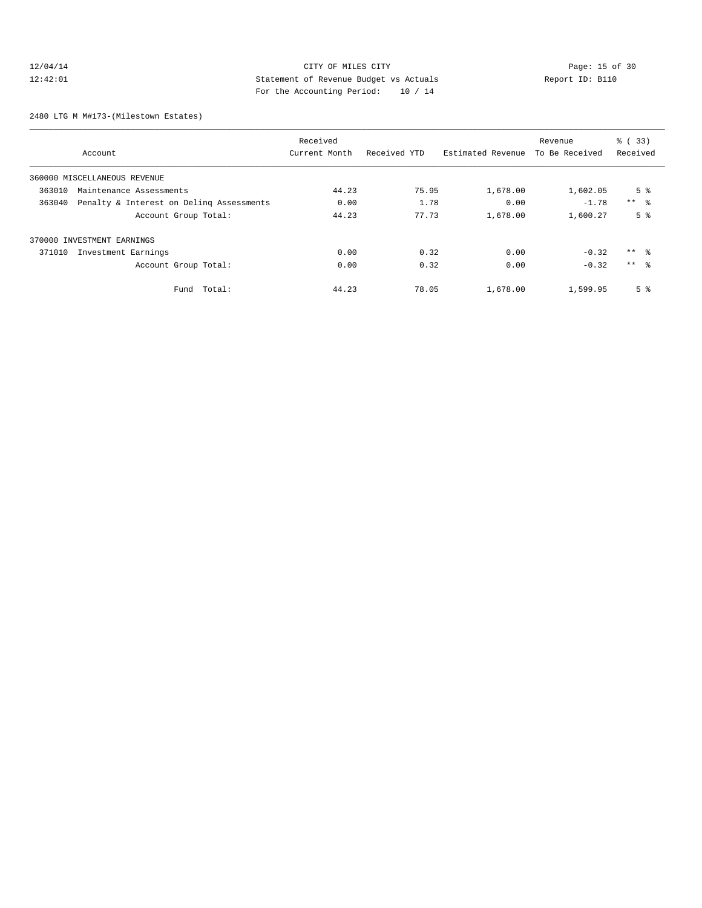CITY OF MILES CITY
Statement of Revenue Budget vs Actuals
For the Accounting Period: 10 / 14

12/04/14
12:42:01

Report ID: B110

2480 LTG M M#173-(Milestown Estates)

| Account | Received Current Month | Received YTD | Estimated Revenue | Revenue To Be Received | % ( 33) Received |
|---|---|---|---|---|---|
| 360000 MISCELLANEOUS REVENUE | | | | | |
| 363010 Maintenance Assessments | 44.23 | 75.95 | 1,678.00 | 1,602.05 | 5 % |
| 363040 Penalty & Interest on Delinq Assessments | 0.00 | 1.78 | 0.00 | -1.78 | ** % |
| Account Group Total: | 44.23 | 77.73 | 1,678.00 | 1,600.27 | 5 % |
| 370000 INVESTMENT EARNINGS | | | | | |
| 371010 Investment Earnings | 0.00 | 0.32 | 0.00 | -0.32 | ** % |
| Account Group Total: | 0.00 | 0.32 | 0.00 | -0.32 | ** % |
| Fund Total: | 44.23 | 78.05 | 1,678.00 | 1,599.95 | 5 % |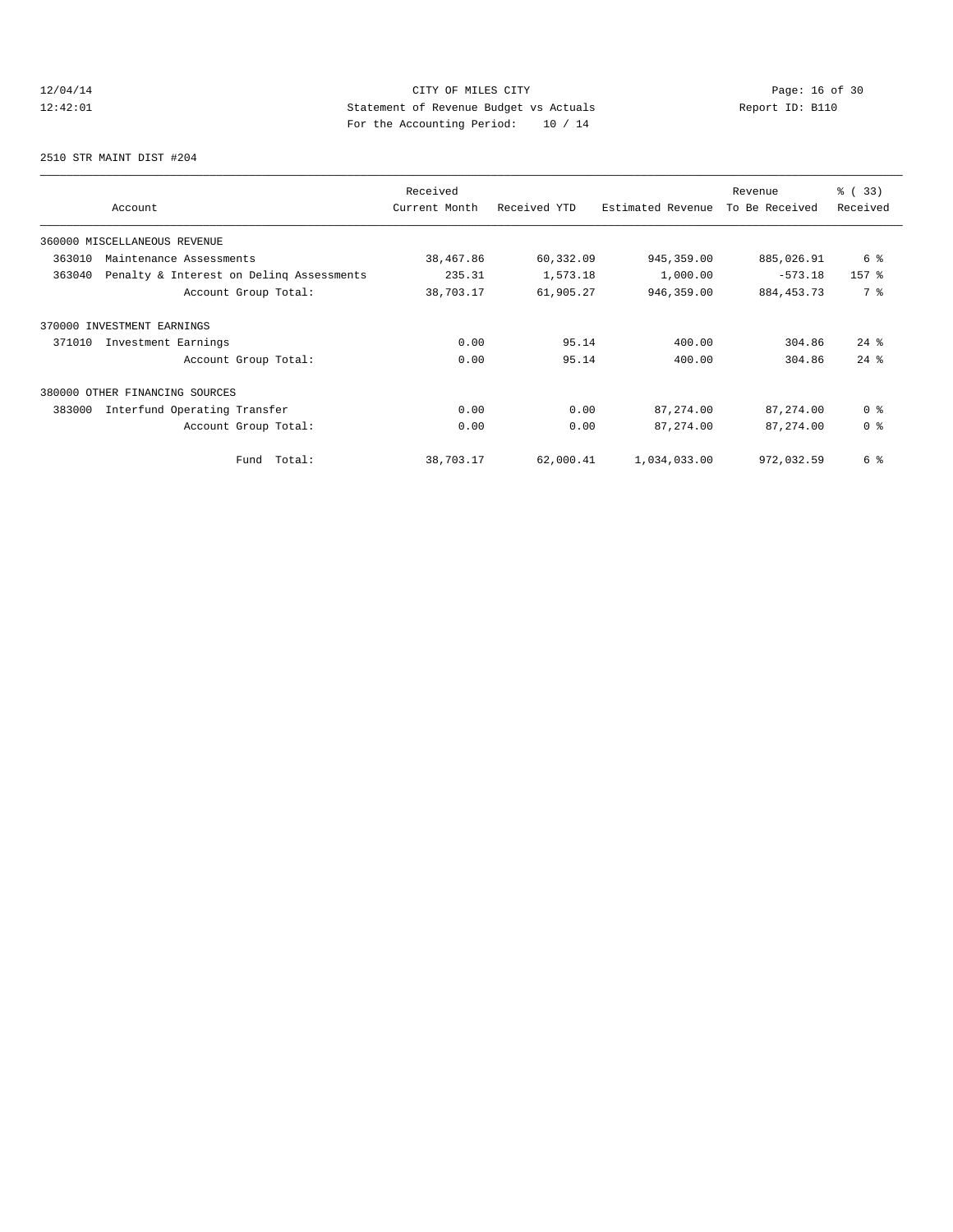12/04/14 CITY OF MILES CITY
12:42:01 Statement of Revenue Budget vs Actuals Report ID: B110
For the Accounting Period: 10 / 14

2510 STR MAINT DIST #204

| Account | Received Current Month | Received YTD | Estimated Revenue | Revenue To Be Received | % ( 33) Received |
|---|---|---|---|---|---|
| 360000 MISCELLANEOUS REVENUE | | | | | |
| 363010 Maintenance Assessments | 38,467.86 | 60,332.09 | 945,359.00 | 885,026.91 | 6 % |
| 363040 Penalty & Interest on Delinq Assessments | 235.31 | 1,573.18 | 1,000.00 | -573.18 | 157 % |
| Account Group Total: | 38,703.17 | 61,905.27 | 946,359.00 | 884,453.73 | 7 % |
| 370000 INVESTMENT EARNINGS | | | | | |
| 371010 Investment Earnings | 0.00 | 95.14 | 400.00 | 304.86 | 24 % |
| Account Group Total: | 0.00 | 95.14 | 400.00 | 304.86 | 24 % |
| 380000 OTHER FINANCING SOURCES | | | | | |
| 383000 Interfund Operating Transfer | 0.00 | 0.00 | 87,274.00 | 87,274.00 | 0 % |
| Account Group Total: | 0.00 | 0.00 | 87,274.00 | 87,274.00 | 0 % |
| Fund Total: | 38,703.17 | 62,000.41 | 1,034,033.00 | 972,032.59 | 6 % |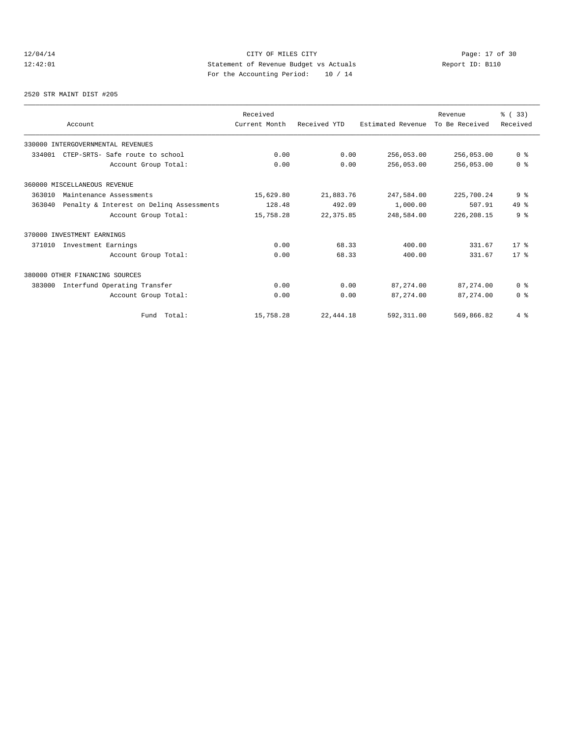CITY OF MILES CITY
Statement of Revenue Budget vs Actuals
For the Accounting Period: 10 / 14

12/04/14
12:42:01

Report ID: B110

2520 STR MAINT DIST #205

| Account | Received Current Month | Received YTD | Estimated Revenue | Revenue To Be Received | % ( 33) Received |
|---|---|---|---|---|---|
| 330000 INTERGOVERNMENTAL REVENUES | | | | | |
| 334001 CTEP-SRTS- Safe route to school | 0.00 | 0.00 | 256,053.00 | 256,053.00 | 0 % |
| Account Group Total: | 0.00 | 0.00 | 256,053.00 | 256,053.00 | 0 % |
| 360000 MISCELLANEOUS REVENUE | | | | | |
| 363010 Maintenance Assessments | 15,629.80 | 21,883.76 | 247,584.00 | 225,700.24 | 9 % |
| 363040 Penalty & Interest on Delinq Assessments | 128.48 | 492.09 | 1,000.00 | 507.91 | 49 % |
| Account Group Total: | 15,758.28 | 22,375.85 | 248,584.00 | 226,208.15 | 9 % |
| 370000 INVESTMENT EARNINGS | | | | | |
| 371010 Investment Earnings | 0.00 | 68.33 | 400.00 | 331.67 | 17 % |
| Account Group Total: | 0.00 | 68.33 | 400.00 | 331.67 | 17 % |
| 380000 OTHER FINANCING SOURCES | | | | | |
| 383000 Interfund Operating Transfer | 0.00 | 0.00 | 87,274.00 | 87,274.00 | 0 % |
| Account Group Total: | 0.00 | 0.00 | 87,274.00 | 87,274.00 | 0 % |
| Fund Total: | 15,758.28 | 22,444.18 | 592,311.00 | 569,866.82 | 4 % |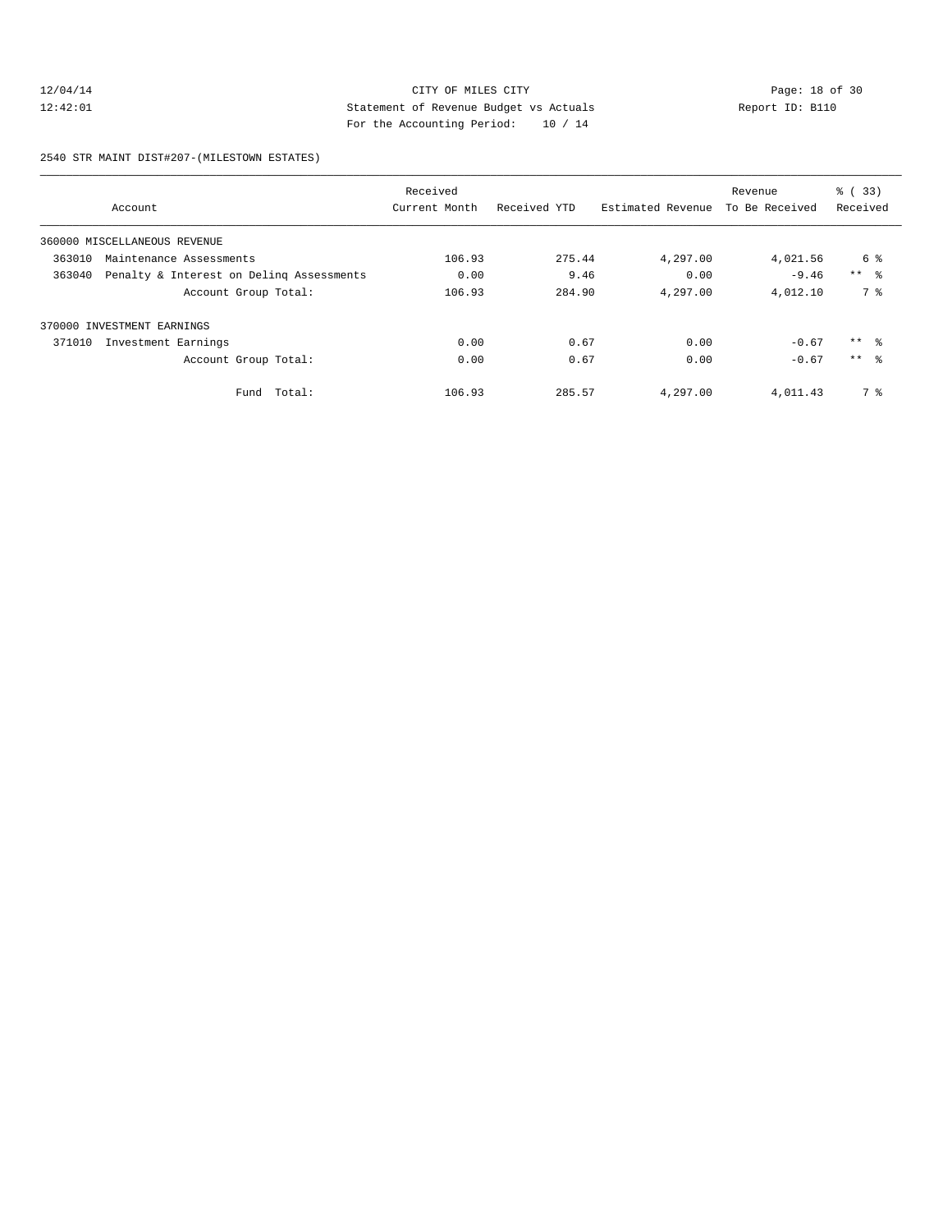CITY OF MILES CITY
Statement of Revenue Budget vs Actuals
For the Accounting Period: 10 / 14

12/04/14
12:42:01

Report ID: B110

2540 STR MAINT DIST#207-(MILESTOWN ESTATES)

| Account | Received Current Month | Received YTD | Estimated Revenue | Revenue To Be Received | % ( 33) Received |
|---|---|---|---|---|---|
| 360000 MISCELLANEOUS REVENUE | | | | | |
| 363010 Maintenance Assessments | 106.93 | 275.44 | 4,297.00 | 4,021.56 | 6 % |
| 363040 Penalty & Interest on Delinq Assessments | 0.00 | 9.46 | 0.00 | -9.46 | ** % |
| Account Group Total: | 106.93 | 284.90 | 4,297.00 | 4,012.10 | 7 % |
| 370000 INVESTMENT EARNINGS | | | | | |
| 371010 Investment Earnings | 0.00 | 0.67 | 0.00 | -0.67 | ** % |
| Account Group Total: | 0.00 | 0.67 | 0.00 | -0.67 | ** % |
| Fund Total: | 106.93 | 285.57 | 4,297.00 | 4,011.43 | 7 % |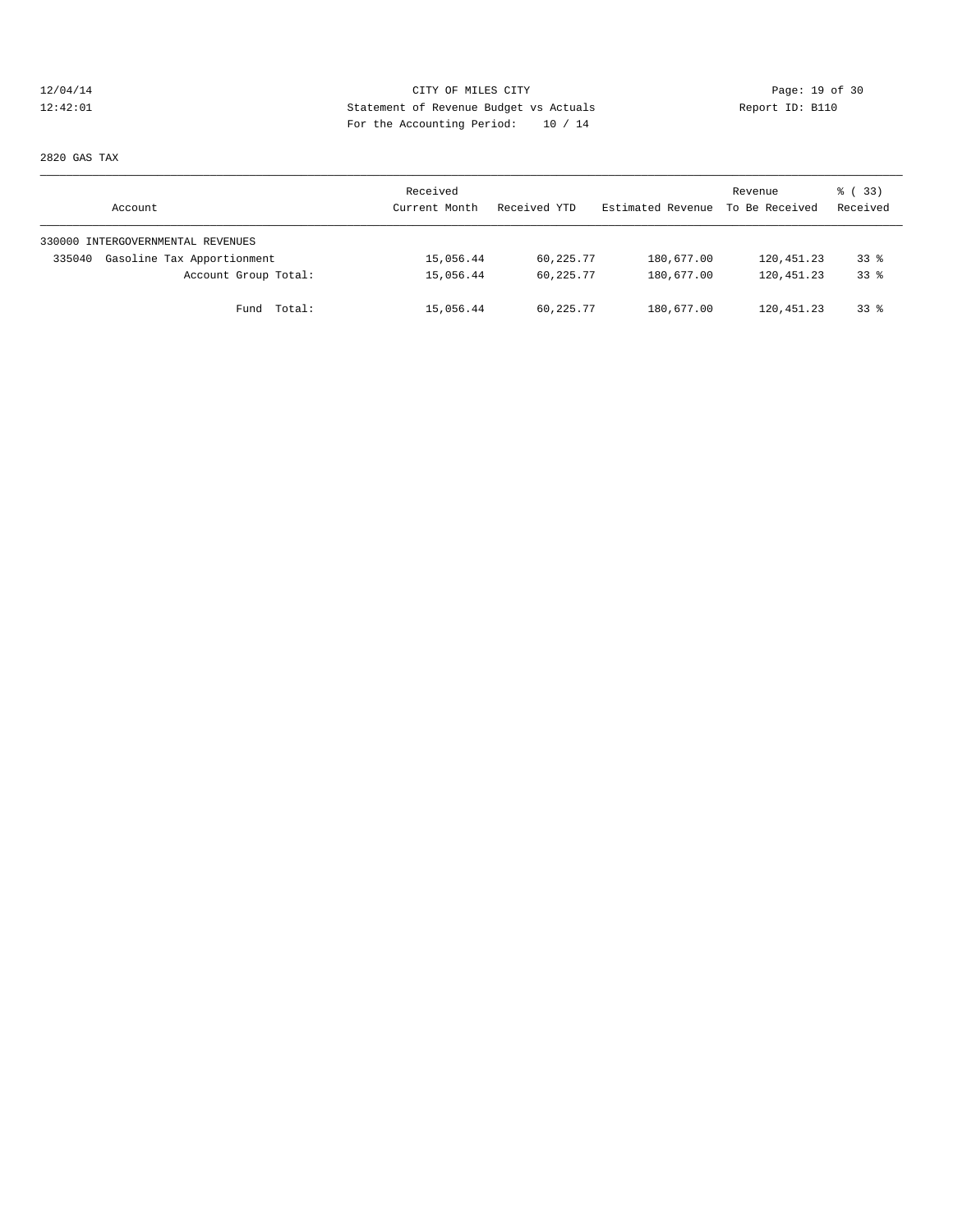CITY OF MILES CITY
Statement of Revenue Budget vs Actuals
For the Accounting Period: 10 / 14

12/04/14
12:42:01

Report ID: B110

2820 GAS TAX

| Account | Received Current Month | Received YTD | Estimated Revenue | Revenue To Be Received | % ( 33) Received |
|---|---|---|---|---|---|
| 330000 INTERGOVERNMENTAL REVENUES | | | | | |
| 335040 Gasoline Tax Apportionment | 15,056.44 | 60,225.77 | 180,677.00 | 120,451.23 | 33 % |
| Account Group Total: | 15,056.44 | 60,225.77 | 180,677.00 | 120,451.23 | 33 % |
| Fund Total: | 15,056.44 | 60,225.77 | 180,677.00 | 120,451.23 | 33 % |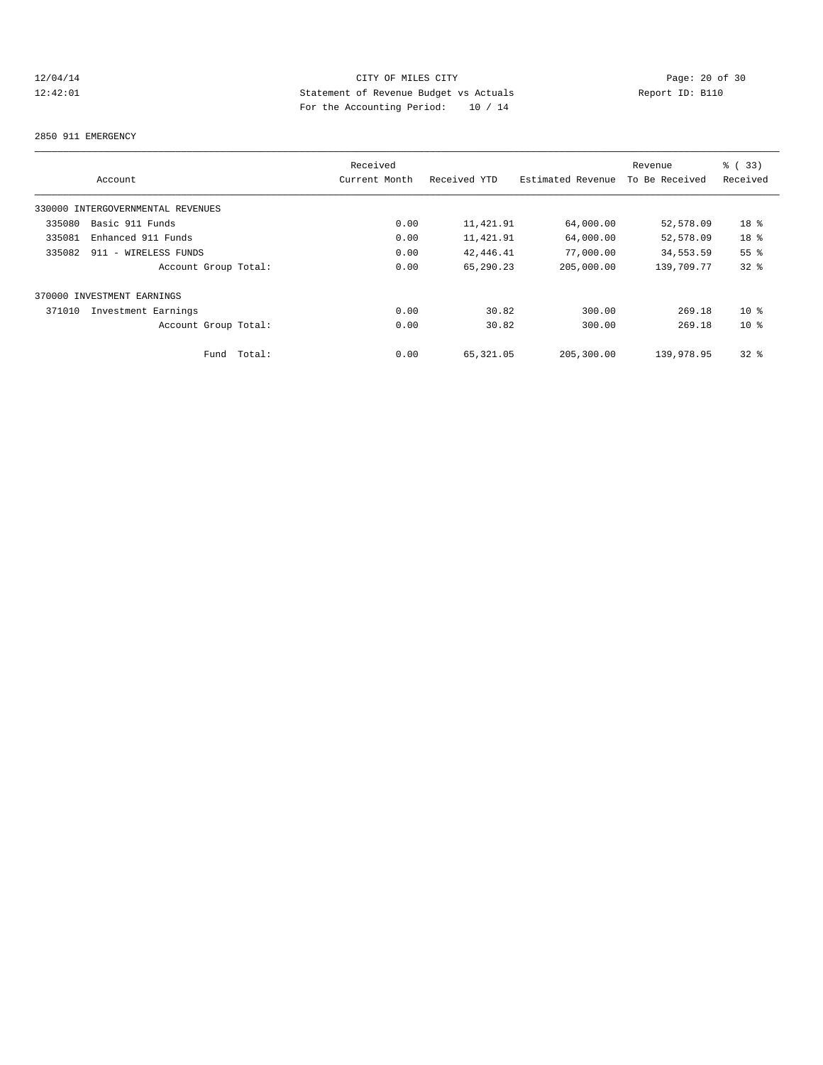CITY OF MILES CITY
Statement of Revenue Budget vs Actuals
For the Accounting Period: 10 / 14

12/04/14
12:42:01

Report ID: B110

2850 911 EMERGENCY

| Account | Received Current Month | Received YTD | Estimated Revenue | Revenue To Be Received | % ( 33) Received |
|---|---|---|---|---|---|
| 330000 INTERGOVERNMENTAL REVENUES | | | | | |
| 335080 Basic 911 Funds | 0.00 | 11,421.91 | 64,000.00 | 52,578.09 | 18 % |
| 335081 Enhanced 911 Funds | 0.00 | 11,421.91 | 64,000.00 | 52,578.09 | 18 % |
| 335082 911 - WIRELESS FUNDS | 0.00 | 42,446.41 | 77,000.00 | 34,553.59 | 55 % |
| Account Group Total: | 0.00 | 65,290.23 | 205,000.00 | 139,709.77 | 32 % |
| 370000 INVESTMENT EARNINGS | | | | | |
| 371010 Investment Earnings | 0.00 | 30.82 | 300.00 | 269.18 | 10 % |
| Account Group Total: | 0.00 | 30.82 | 300.00 | 269.18 | 10 % |
| Fund Total: | 0.00 | 65,321.05 | 205,300.00 | 139,978.95 | 32 % |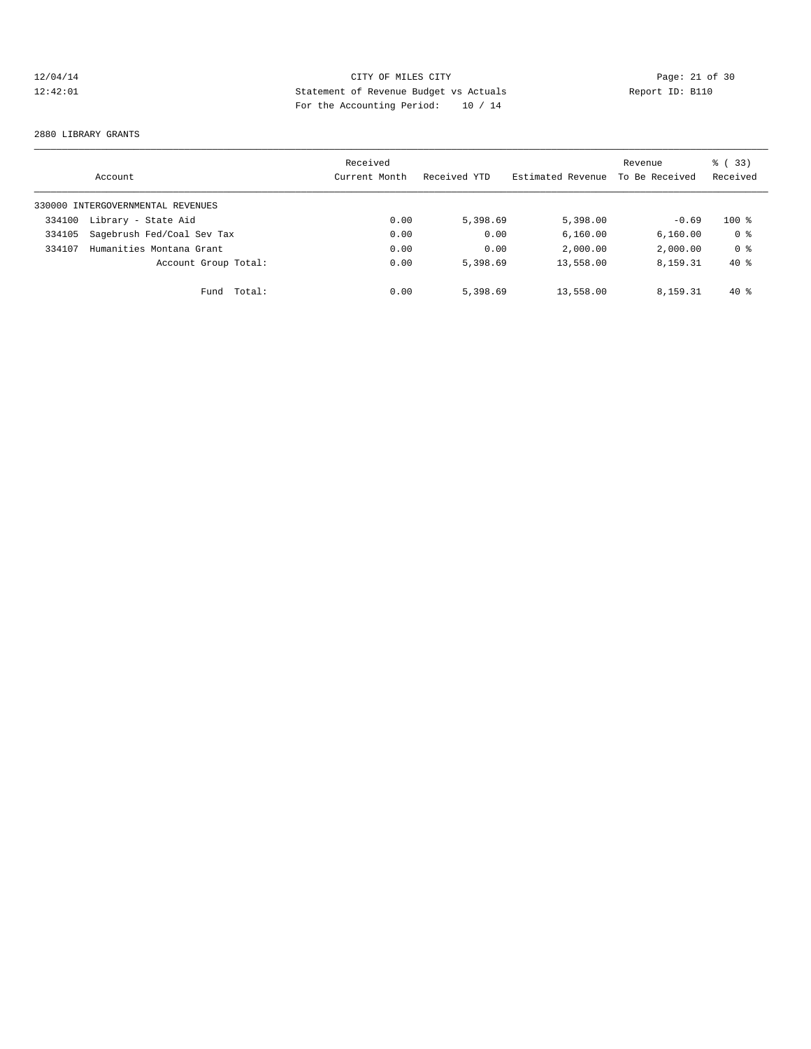CITY OF MILES CITY
Statement of Revenue Budget vs Actuals
For the Accounting Period: 10 / 14

12/04/14
12:42:01

Report ID: B110

2880 LIBRARY GRANTS

| Account | Received Current Month | Received YTD | Estimated Revenue | Revenue To Be Received | % ( 33) Received |
|---|---|---|---|---|---|
| 330000 INTERGOVERNMENTAL REVENUES | | | | | |
| 334100 Library - State Aid | 0.00 | 5,398.69 | 5,398.00 | -0.69 | 100 % |
| 334105 Sagebrush Fed/Coal Sev Tax | 0.00 | 0.00 | 6,160.00 | 6,160.00 | 0 % |
| 334107 Humanities Montana Grant | 0.00 | 0.00 | 2,000.00 | 2,000.00 | 0 % |
| Account Group Total: | 0.00 | 5,398.69 | 13,558.00 | 8,159.31 | 40 % |
| Fund Total: | 0.00 | 5,398.69 | 13,558.00 | 8,159.31 | 40 % |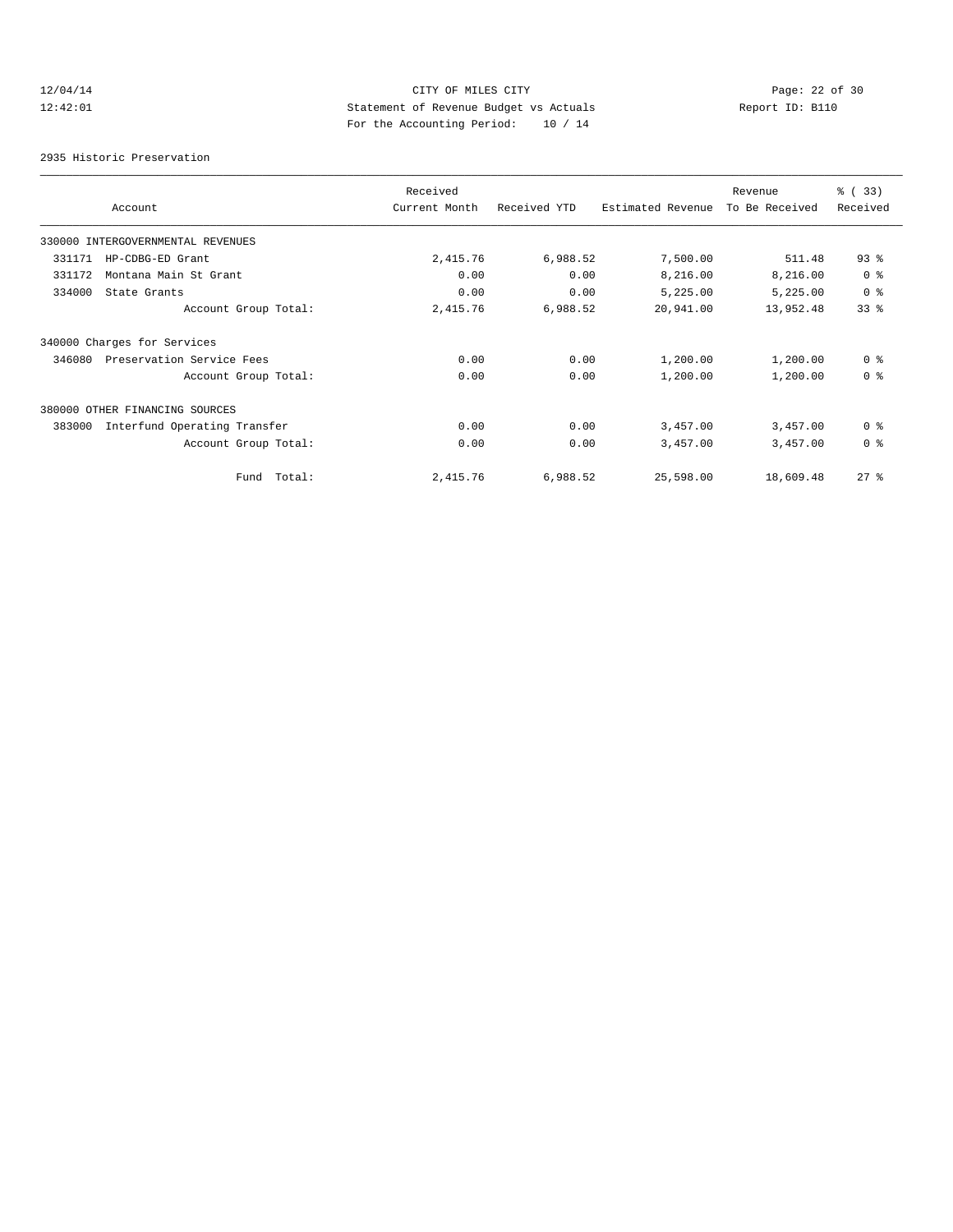CITY OF MILES CITY

Statement of Revenue Budget vs Actuals

For the Accounting Period: 10 / 14

12/04/14
12:42:01

Report ID: B110

2935 Historic Preservation

| Account | Received Current Month | Received YTD | Estimated Revenue | Revenue To Be Received | % ( 33) Received |
|---|---|---|---|---|---|
| 330000 INTERGOVERNMENTAL REVENUES | | | | | |
| 331171 HP-CDBG-ED Grant | 2,415.76 | 6,988.52 | 7,500.00 | 511.48 | 93 % |
| 331172 Montana Main St Grant | 0.00 | 0.00 | 8,216.00 | 8,216.00 | 0 % |
| 334000 State Grants | 0.00 | 0.00 | 5,225.00 | 5,225.00 | 0 % |
| Account Group Total: | 2,415.76 | 6,988.52 | 20,941.00 | 13,952.48 | 33 % |
| 340000 Charges for Services | | | | | |
| 346080 Preservation Service Fees | 0.00 | 0.00 | 1,200.00 | 1,200.00 | 0 % |
| Account Group Total: | 0.00 | 0.00 | 1,200.00 | 1,200.00 | 0 % |
| 380000 OTHER FINANCING SOURCES | | | | | |
| 383000 Interfund Operating Transfer | 0.00 | 0.00 | 3,457.00 | 3,457.00 | 0 % |
| Account Group Total: | 0.00 | 0.00 | 3,457.00 | 3,457.00 | 0 % |
| Fund Total: | 2,415.76 | 6,988.52 | 25,598.00 | 18,609.48 | 27 % |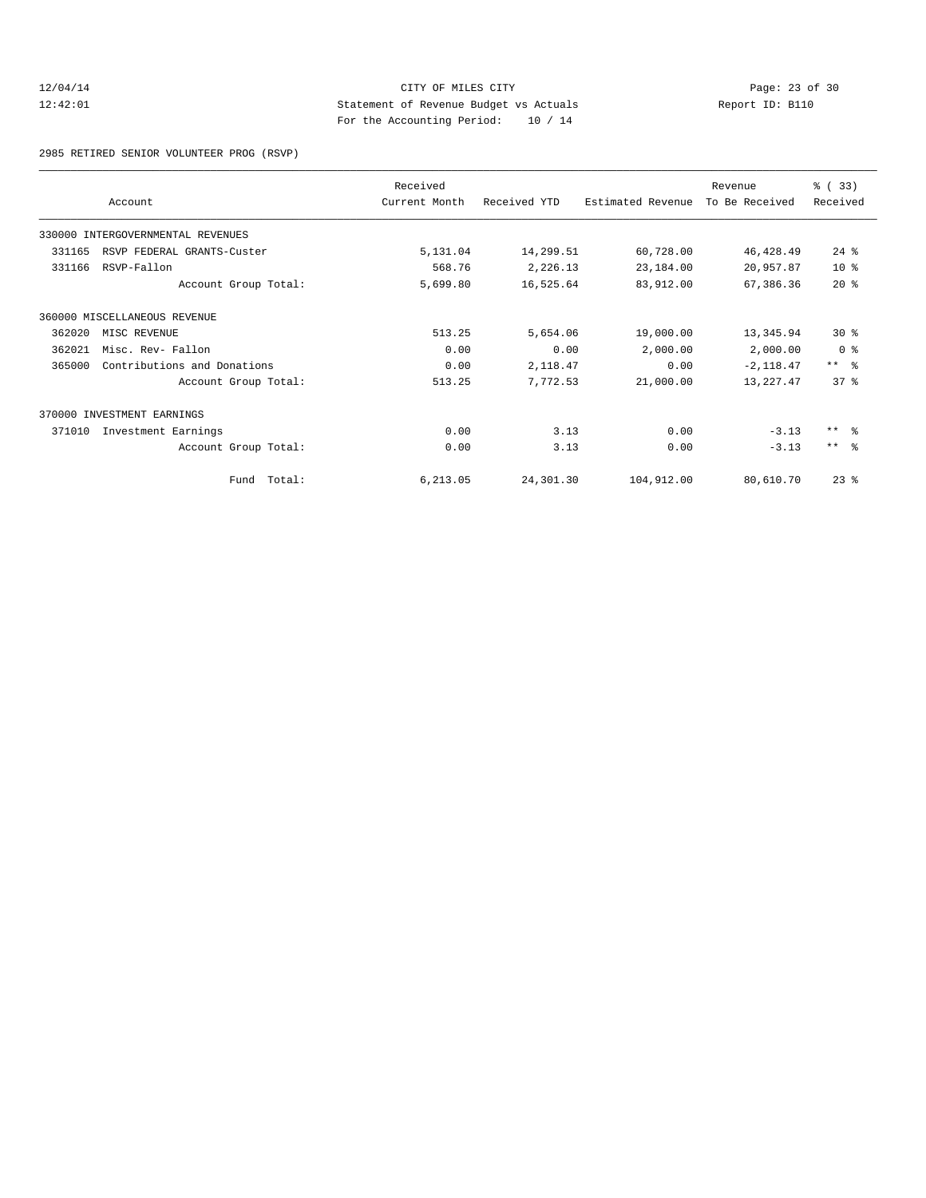CITY OF MILES CITY
Statement of Revenue Budget vs Actuals
For the Accounting Period: 10 / 14

12/04/14
12:42:01

Report ID: B110

## 2985 RETIRED SENIOR VOLUNTEER PROG (RSVP)

| Account | | Received Current Month | Received YTD | Estimated Revenue | Revenue To Be Received | % ( 33) Received |
|---|---|---|---|---|---|---|
| 330000 INTERGOVERNMENTAL REVENUES | | | | | | |
| 331165 | RSVP FEDERAL GRANTS-Custer | 5,131.04 | 14,299.51 | 60,728.00 | 46,428.49 | 24 % |
| 331166 | RSVP-Fallon | 568.76 | 2,226.13 | 23,184.00 | 20,957.87 | 10 % |
| | Account Group Total: | 5,699.80 | 16,525.64 | 83,912.00 | 67,386.36 | 20 % |
| 360000 MISCELLANEOUS REVENUE | | | | | | |
| 362020 | MISC REVENUE | 513.25 | 5,654.06 | 19,000.00 | 13,345.94 | 30 % |
| 362021 | Misc. Rev- Fallon | 0.00 | 0.00 | 2,000.00 | 2,000.00 | 0 % |
| 365000 | Contributions and Donations | 0.00 | 2,118.47 | 0.00 | -2,118.47 | ** % |
| | Account Group Total: | 513.25 | 7,772.53 | 21,000.00 | 13,227.47 | 37 % |
| 370000 INVESTMENT EARNINGS | | | | | | |
| 371010 | Investment Earnings | 0.00 | 3.13 | 0.00 | -3.13 | ** % |
| | Account Group Total: | 0.00 | 3.13 | 0.00 | -3.13 | ** % |
| | Fund Total: | 6,213.05 | 24,301.30 | 104,912.00 | 80,610.70 | 23 % |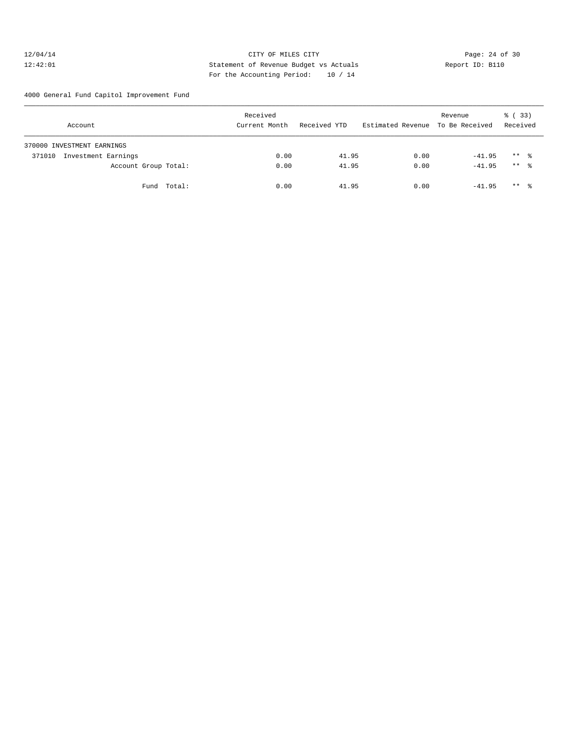CITY OF MILES CITY
Statement of Revenue Budget vs Actuals
For the Accounting Period: 10 / 14

12/04/14
12:42:01

Report ID: B110

4000 General Fund Capitol Improvement Fund

| Account | Received Current Month | Received YTD | Estimated Revenue | Revenue To Be Received | % ( 33) Received |
|---|---|---|---|---|---|
| 370000 INVESTMENT EARNINGS | | | | | |
| 371010 Investment Earnings | 0.00 | 41.95 | 0.00 | -41.95 | ** % |
| Account Group Total: | 0.00 | 41.95 | 0.00 | -41.95 | ** % |
| Fund Total: | 0.00 | 41.95 | 0.00 | -41.95 | ** % |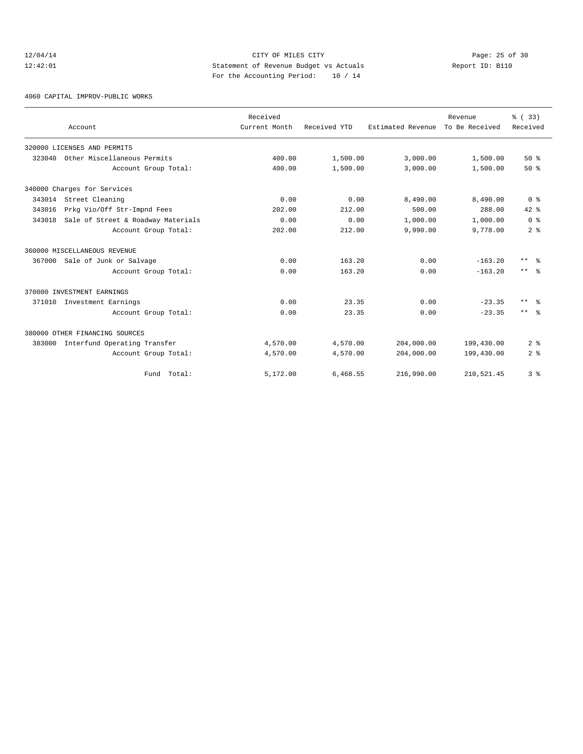CITY OF MILES CITY
Statement of Revenue Budget vs Actuals
For the Accounting Period: 10 / 14

12/04/14
12:42:01

Report ID: B110

4060 CAPITAL IMPROV-PUBLIC WORKS

| Account | Received Current Month | Received YTD | Estimated Revenue | Revenue To Be Received | % ( 33) Received |
|---|---|---|---|---|---|
| 320000 LICENSES AND PERMITS | | | | | |
| 323040 Other Miscellaneous Permits | 400.00 | 1,500.00 | 3,000.00 | 1,500.00 | 50 % |
| Account Group Total: | 400.00 | 1,500.00 | 3,000.00 | 1,500.00 | 50 % |
| 340000 Charges for Services | | | | | |
| 343014 Street Cleaning | 0.00 | 0.00 | 8,490.00 | 8,490.00 | 0 % |
| 343016 Prkg Vio/Off Str-Impnd Fees | 202.00 | 212.00 | 500.00 | 288.00 | 42 % |
| 343018 Sale of Street & Roadway Materials | 0.00 | 0.00 | 1,000.00 | 1,000.00 | 0 % |
| Account Group Total: | 202.00 | 212.00 | 9,990.00 | 9,778.00 | 2 % |
| 360000 MISCELLANEOUS REVENUE | | | | | |
| 367000 Sale of Junk or Salvage | 0.00 | 163.20 | 0.00 | -163.20 | ** % |
| Account Group Total: | 0.00 | 163.20 | 0.00 | -163.20 | ** % |
| 370000 INVESTMENT EARNINGS | | | | | |
| 371010 Investment Earnings | 0.00 | 23.35 | 0.00 | -23.35 | ** % |
| Account Group Total: | 0.00 | 23.35 | 0.00 | -23.35 | ** % |
| 380000 OTHER FINANCING SOURCES | | | | | |
| 383000 Interfund Operating Transfer | 4,570.00 | 4,570.00 | 204,000.00 | 199,430.00 | 2 % |
| Account Group Total: | 4,570.00 | 4,570.00 | 204,000.00 | 199,430.00 | 2 % |
| Fund Total: | 5,172.00 | 6,468.55 | 216,990.00 | 210,521.45 | 3 % |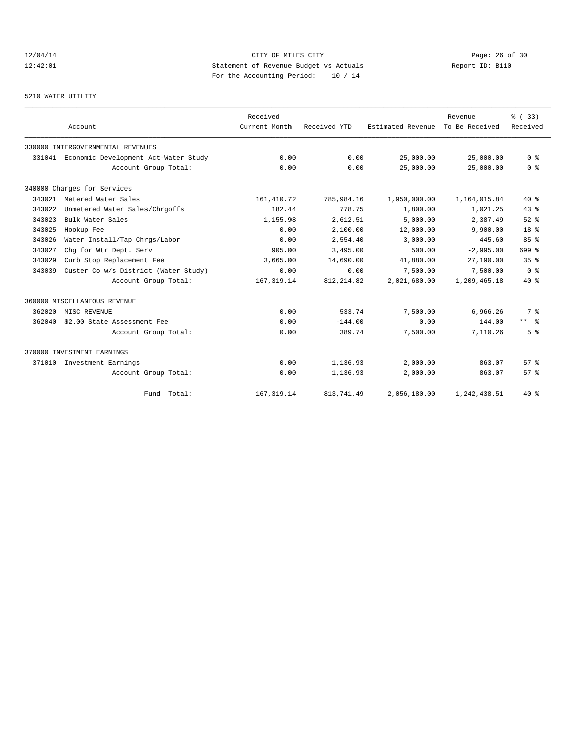CITY OF MILES CITY

Statement of Revenue Budget vs Actuals

For the Accounting Period: 10 / 14

12/04/14
12:42:01

Report ID: B110

5210 WATER UTILITY

| Account | | Received Current Month | Received YTD | Estimated Revenue | Revenue To Be Received | % ( 33) Received |
|---|---|---|---|---|---|---|
| 330000 INTERGOVERNMENTAL REVENUES | | | | | | |
| 331041 | Economic Development Act-Water Study | 0.00 | 0.00 | 25,000.00 | 25,000.00 | 0 % |
| | Account Group Total: | 0.00 | 0.00 | 25,000.00 | 25,000.00 | 0 % |
| 340000 Charges for Services | | | | | | |
| 343021 | Metered Water Sales | 161,410.72 | 785,984.16 | 1,950,000.00 | 1,164,015.84 | 40 % |
| 343022 | Unmetered Water Sales/Chrgoffs | 182.44 | 778.75 | 1,800.00 | 1,021.25 | 43 % |
| 343023 | Bulk Water Sales | 1,155.98 | 2,612.51 | 5,000.00 | 2,387.49 | 52 % |
| 343025 | Hookup Fee | 0.00 | 2,100.00 | 12,000.00 | 9,900.00 | 18 % |
| 343026 | Water Install/Tap Chrgs/Labor | 0.00 | 2,554.40 | 3,000.00 | 445.60 | 85 % |
| 343027 | Chg for Wtr Dept. Serv | 905.00 | 3,495.00 | 500.00 | -2,995.00 | 699 % |
| 343029 | Curb Stop Replacement Fee | 3,665.00 | 14,690.00 | 41,880.00 | 27,190.00 | 35 % |
| 343039 | Custer Co w/s District (Water Study) | 0.00 | 0.00 | 7,500.00 | 7,500.00 | 0 % |
| | Account Group Total: | 167,319.14 | 812,214.82 | 2,021,680.00 | 1,209,465.18 | 40 % |
| 360000 MISCELLANEOUS REVENUE | | | | | | |
| 362020 | MISC REVENUE | 0.00 | 533.74 | 7,500.00 | 6,966.26 | 7 % |
| 362040 | $2.00 State Assessment Fee | 0.00 | -144.00 | 0.00 | 144.00 | ** % |
| | Account Group Total: | 0.00 | 389.74 | 7,500.00 | 7,110.26 | 5 % |
| 370000 INVESTMENT EARNINGS | | | | | | |
| 371010 | Investment Earnings | 0.00 | 1,136.93 | 2,000.00 | 863.07 | 57 % |
| | Account Group Total: | 0.00 | 1,136.93 | 2,000.00 | 863.07 | 57 % |
| | Fund Total: | 167,319.14 | 813,741.49 | 2,056,180.00 | 1,242,438.51 | 40 % |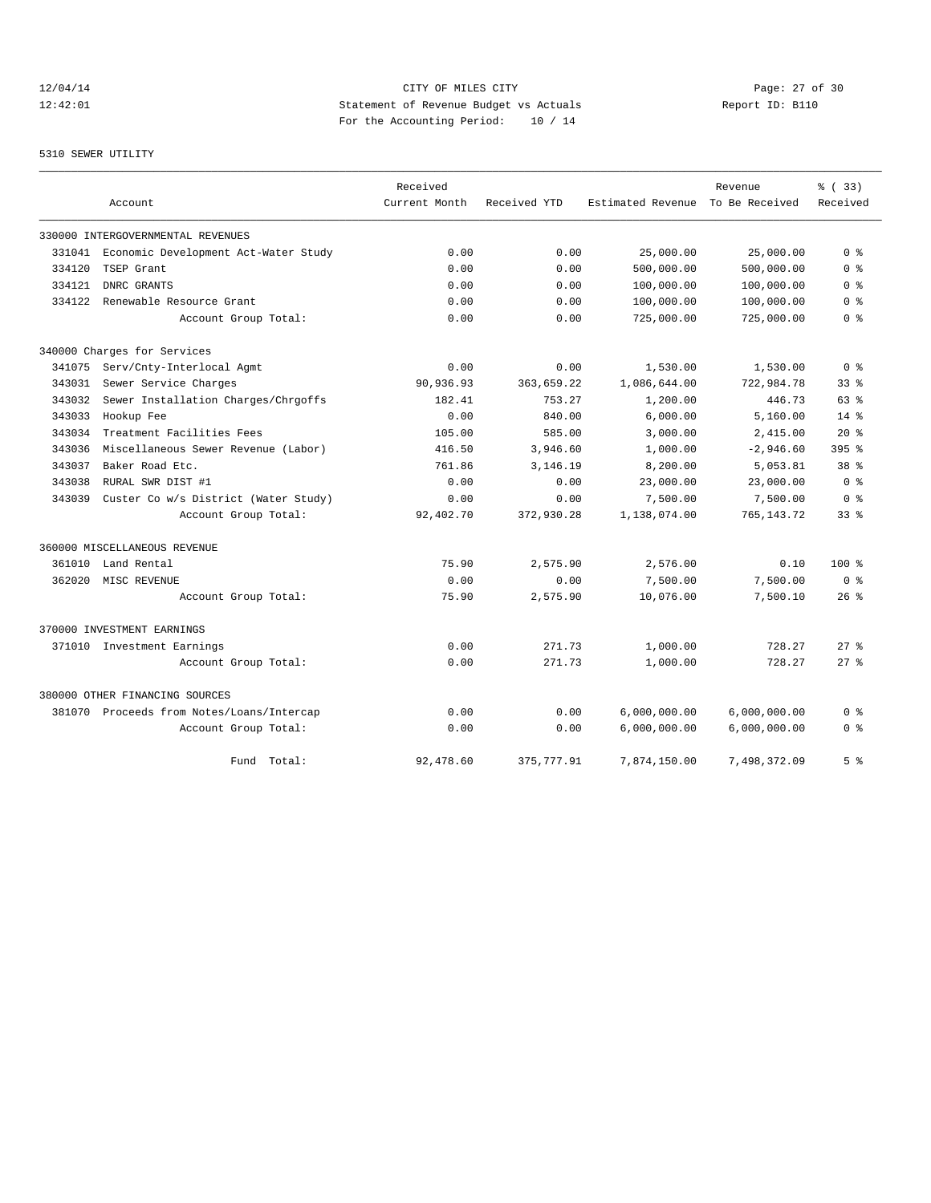CITY OF MILES CITY
Statement of Revenue Budget vs Actuals
For the Accounting Period: 10 / 14

12/04/14
12:42:01

Report ID: B110

5310 SEWER UTILITY

| Account | | Received Current Month | Received YTD | Estimated Revenue | Revenue To Be Received | % ( 33) Received |
|---|---|---|---|---|---|---|
| 330000 INTERGOVERNMENTAL REVENUES | | | | | | |
| 331041 | Economic Development Act-Water Study | 0.00 | 0.00 | 25,000.00 | 25,000.00 | 0 % |
| 334120 | TSEP Grant | 0.00 | 0.00 | 500,000.00 | 500,000.00 | 0 % |
| 334121 | DNRC GRANTS | 0.00 | 0.00 | 100,000.00 | 100,000.00 | 0 % |
| 334122 | Renewable Resource Grant | 0.00 | 0.00 | 100,000.00 | 100,000.00 | 0 % |
| | Account Group Total: | 0.00 | 0.00 | 725,000.00 | 725,000.00 | 0 % |
| 340000 Charges for Services | | | | | | |
| 341075 | Serv/Cnty-Interlocal Agmt | 0.00 | 0.00 | 1,530.00 | 1,530.00 | 0 % |
| 343031 | Sewer Service Charges | 90,936.93 | 363,659.22 | 1,086,644.00 | 722,984.78 | 33 % |
| 343032 | Sewer Installation Charges/Chrgoffs | 182.41 | 753.27 | 1,200.00 | 446.73 | 63 % |
| 343033 | Hookup Fee | 0.00 | 840.00 | 6,000.00 | 5,160.00 | 14 % |
| 343034 | Treatment Facilities Fees | 105.00 | 585.00 | 3,000.00 | 2,415.00 | 20 % |
| 343036 | Miscellaneous Sewer Revenue (Labor) | 416.50 | 3,946.60 | 1,000.00 | -2,946.60 | 395 % |
| 343037 | Baker Road Etc. | 761.86 | 3,146.19 | 8,200.00 | 5,053.81 | 38 % |
| 343038 | RURAL SWR DIST #1 | 0.00 | 0.00 | 23,000.00 | 23,000.00 | 0 % |
| 343039 | Custer Co w/s District (Water Study) | 0.00 | 0.00 | 7,500.00 | 7,500.00 | 0 % |
| | Account Group Total: | 92,402.70 | 372,930.28 | 1,138,074.00 | 765,143.72 | 33 % |
| 360000 MISCELLANEOUS REVENUE | | | | | | |
| 361010 | Land Rental | 75.90 | 2,575.90 | 2,576.00 | 0.10 | 100 % |
| 362020 | MISC REVENUE | 0.00 | 0.00 | 7,500.00 | 7,500.00 | 0 % |
| | Account Group Total: | 75.90 | 2,575.90 | 10,076.00 | 7,500.10 | 26 % |
| 370000 INVESTMENT EARNINGS | | | | | | |
| 371010 | Investment Earnings | 0.00 | 271.73 | 1,000.00 | 728.27 | 27 % |
| | Account Group Total: | 0.00 | 271.73 | 1,000.00 | 728.27 | 27 % |
| 380000 OTHER FINANCING SOURCES | | | | | | |
| 381070 | Proceeds from Notes/Loans/Intercap | 0.00 | 0.00 | 6,000,000.00 | 6,000,000.00 | 0 % |
| | Account Group Total: | 0.00 | 0.00 | 6,000,000.00 | 6,000,000.00 | 0 % |
| | Fund Total: | 92,478.60 | 375,777.91 | 7,874,150.00 | 7,498,372.09 | 5 % |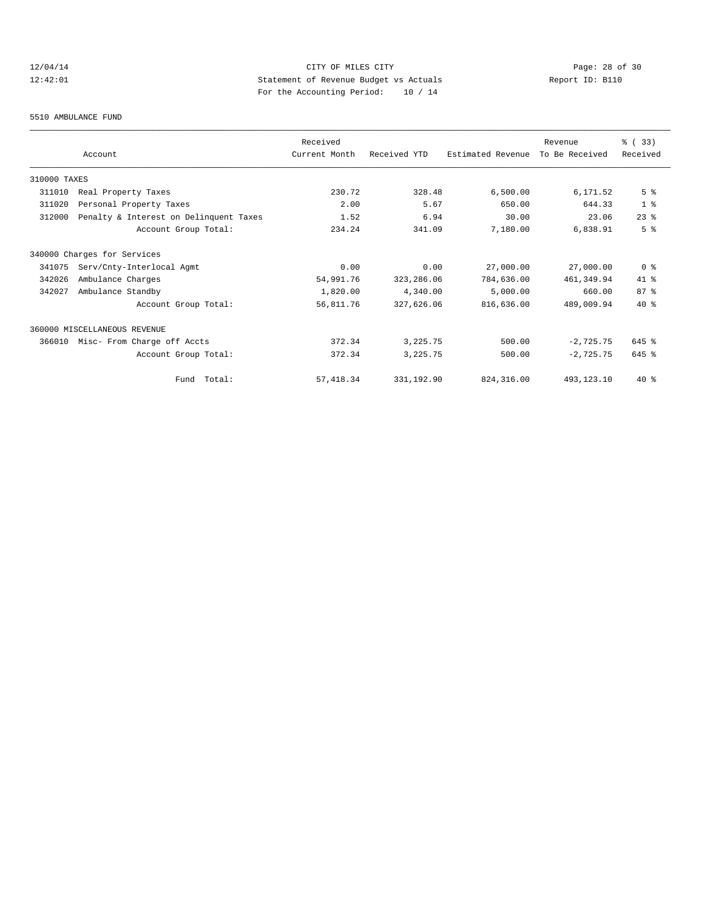12/04/14 CITY OF MILES CITY
12:42:01 Statement of Revenue Budget vs Actuals Report ID: B110
For the Accounting Period: 10 / 14

5510 AMBULANCE FUND

| Account | | Received Current Month | Received YTD | Estimated Revenue | Revenue To Be Received | % ( 33) Received |
|---|---|---|---|---|---|---|
| 310000 TAXES | | | | | | |
| 311010 | Real Property Taxes | 230.72 | 328.48 | 6,500.00 | 6,171.52 | 5 % |
| 311020 | Personal Property Taxes | 2.00 | 5.67 | 650.00 | 644.33 | 1 % |
| 312000 | Penalty & Interest on Delinquent Taxes | 1.52 | 6.94 | 30.00 | 23.06 | 23 % |
| | Account Group Total: | 234.24 | 341.09 | 7,180.00 | 6,838.91 | 5 % |
| 340000 Charges for Services | | | | | | |
| 341075 | Serv/Cnty-Interlocal Agmt | 0.00 | 0.00 | 27,000.00 | 27,000.00 | 0 % |
| 342026 | Ambulance Charges | 54,991.76 | 323,286.06 | 784,636.00 | 461,349.94 | 41 % |
| 342027 | Ambulance Standby | 1,820.00 | 4,340.00 | 5,000.00 | 660.00 | 87 % |
| | Account Group Total: | 56,811.76 | 327,626.06 | 816,636.00 | 489,009.94 | 40 % |
| 360000 MISCELLANEOUS REVENUE | | | | | | |
| 366010 | Misc- From Charge off Accts | 372.34 | 3,225.75 | 500.00 | -2,725.75 | 645 % |
| | Account Group Total: | 372.34 | 3,225.75 | 500.00 | -2,725.75 | 645 % |
| | Fund Total: | 57,418.34 | 331,192.90 | 824,316.00 | 493,123.10 | 40 % |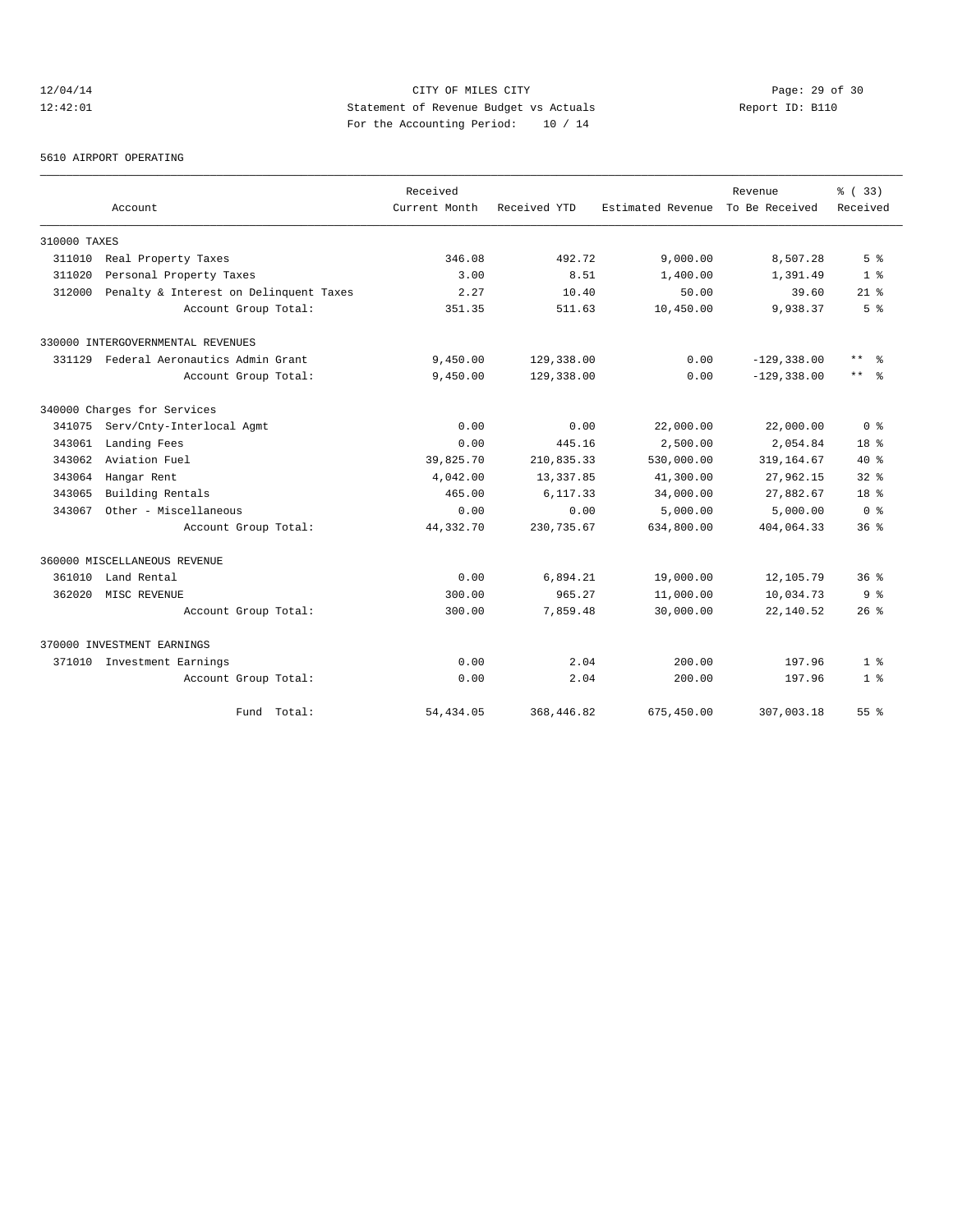12/04/14 CITY OF MILES CITY
12:42:01 Statement of Revenue Budget vs Actuals Report ID: B110
For the Accounting Period: 10 / 14

5610 AIRPORT OPERATING

| Account | Received Current Month | Received YTD | Estimated Revenue | Revenue To Be Received | % ( 33) Received |
|---|---|---|---|---|---|
| **310000 TAXES** | | | | | |
| 311010 Real Property Taxes | 346.08 | 492.72 | 9,000.00 | 8,507.28 | 5 % |
| 311020 Personal Property Taxes | 3.00 | 8.51 | 1,400.00 | 1,391.49 | 1 % |
| 312000 Penalty & Interest on Delinquent Taxes | 2.27 | 10.40 | 50.00 | 39.60 | 21 % |
| Account Group Total: | 351.35 | 511.63 | 10,450.00 | 9,938.37 | 5 % |
| **330000 INTERGOVERNMENTAL REVENUES** | | | | | |
| 331129 Federal Aeronautics Admin Grant | 9,450.00 | 129,338.00 | 0.00 | -129,338.00 | ** % |
| Account Group Total: | 9,450.00 | 129,338.00 | 0.00 | -129,338.00 | ** % |
| **340000 Charges for Services** | | | | | |
| 341075 Serv/Cnty-Interlocal Agmt | 0.00 | 0.00 | 22,000.00 | 22,000.00 | 0 % |
| 343061 Landing Fees | 0.00 | 445.16 | 2,500.00 | 2,054.84 | 18 % |
| 343062 Aviation Fuel | 39,825.70 | 210,835.33 | 530,000.00 | 319,164.67 | 40 % |
| 343064 Hangar Rent | 4,042.00 | 13,337.85 | 41,300.00 | 27,962.15 | 32 % |
| 343065 Building Rentals | 465.00 | 6,117.33 | 34,000.00 | 27,882.67 | 18 % |
| 343067 Other - Miscellaneous | 0.00 | 0.00 | 5,000.00 | 5,000.00 | 0 % |
| Account Group Total: | 44,332.70 | 230,735.67 | 634,800.00 | 404,064.33 | 36 % |
| **360000 MISCELLANEOUS REVENUE** | | | | | |
| 361010 Land Rental | 0.00 | 6,894.21 | 19,000.00 | 12,105.79 | 36 % |
| 362020 MISC REVENUE | 300.00 | 965.27 | 11,000.00 | 10,034.73 | 9 % |
| Account Group Total: | 300.00 | 7,859.48 | 30,000.00 | 22,140.52 | 26 % |
| **370000 INVESTMENT EARNINGS** | | | | | |
| 371010 Investment Earnings | 0.00 | 2.04 | 200.00 | 197.96 | 1 % |
| Account Group Total: | 0.00 | 2.04 | 200.00 | 197.96 | 1 % |
| Fund Total: | 54,434.05 | 368,446.82 | 675,450.00 | 307,003.18 | 55 % |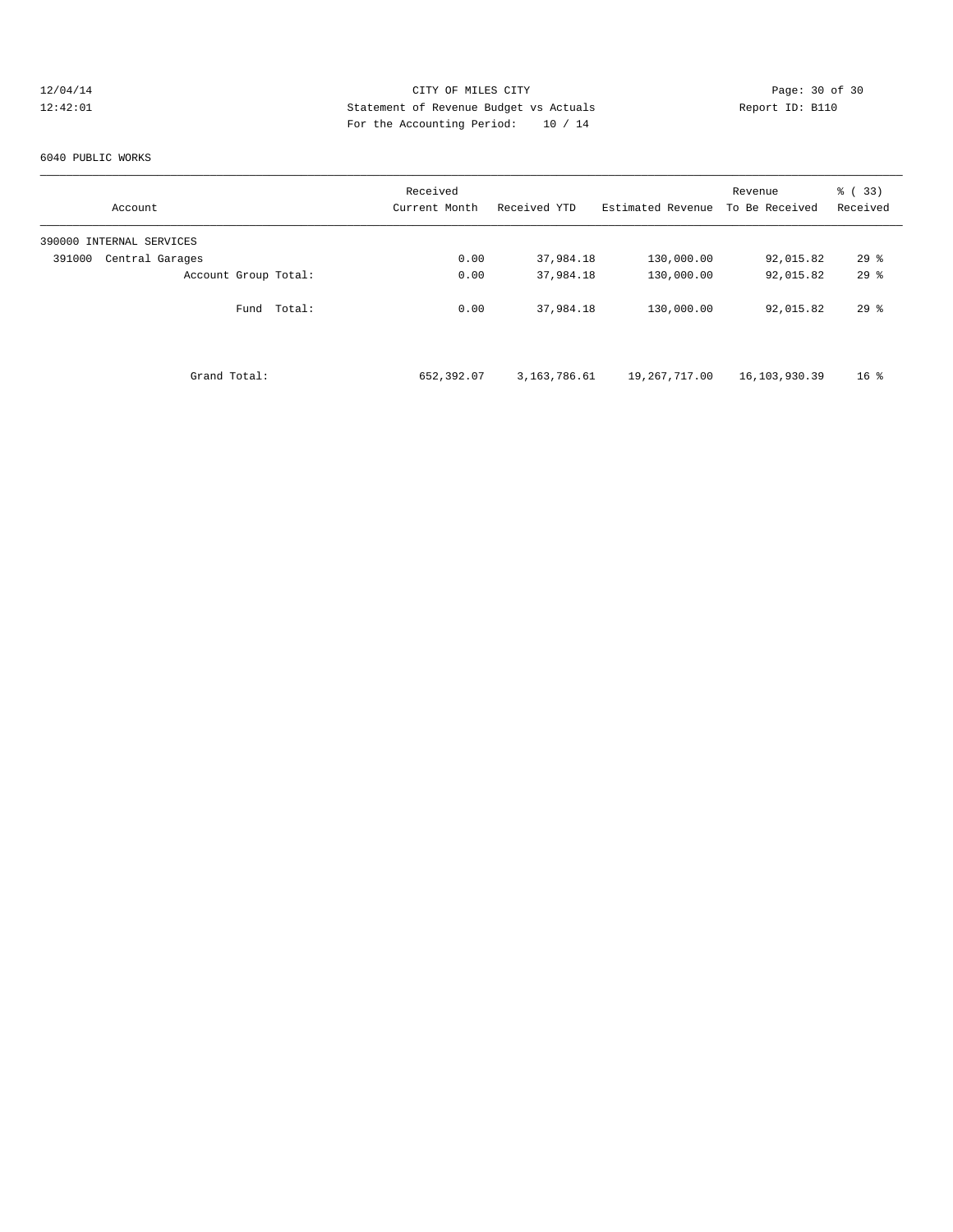CITY OF MILES CITY
Statement of Revenue Budget vs Actuals
For the Accounting Period: 10 / 14

12/04/14
12:42:01

Report ID: B110

6040 PUBLIC WORKS

| Account | Received Current Month | Received YTD | Estimated Revenue | Revenue To Be Received | % ( 33) Received |
|---|---|---|---|---|---|
| 390000 INTERNAL SERVICES | | | | | |
| 391000 Central Garages | 0.00 | 37,984.18 | 130,000.00 | 92,015.82 | 29 % |
| Account Group Total: | 0.00 | 37,984.18 | 130,000.00 | 92,015.82 | 29 % |
| Fund Total: | 0.00 | 37,984.18 | 130,000.00 | 92,015.82 | 29 % |
| Grand Total: | 652,392.07 | 3,163,786.61 | 19,267,717.00 | 16,103,930.39 | 16 % |